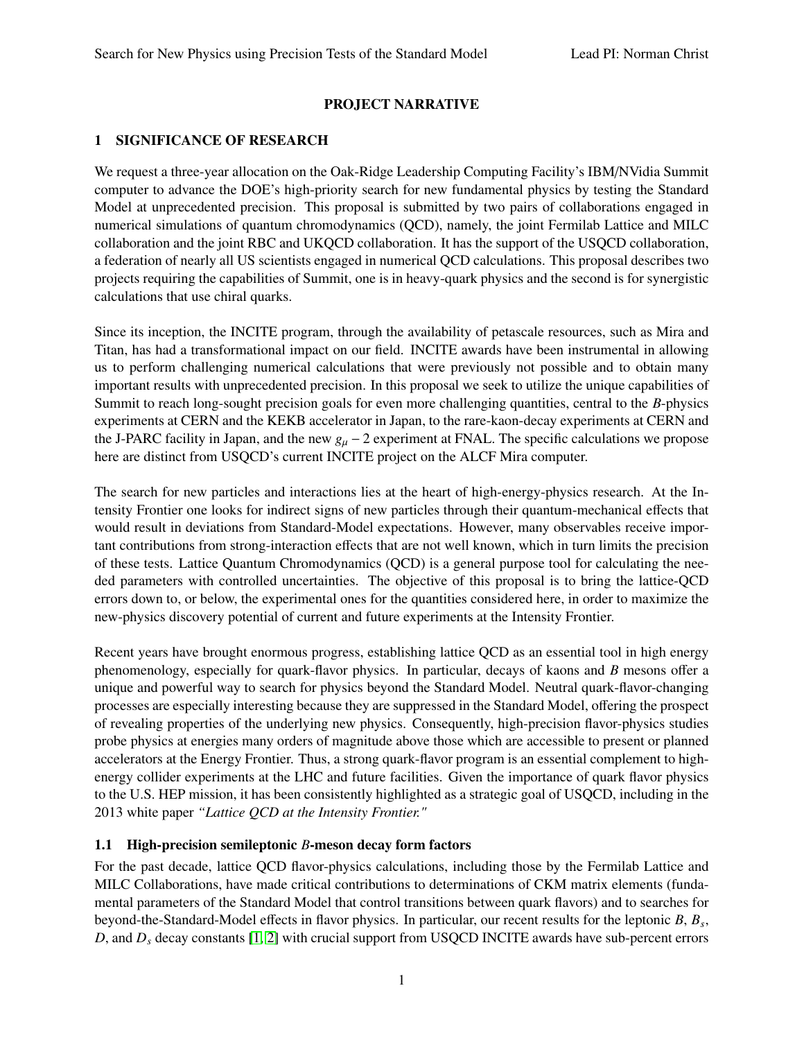# PROJECT NARRATIVE

## 1 SIGNIFICANCE OF RESEARCH

We request a three-year allocation on the Oak-Ridge Leadership Computing Facility's IBM/NVidia Summit computer to advance the DOE's high-priority search for new fundamental physics by testing the Standard Model at unprecedented precision. This proposal is submitted by two pairs of collaborations engaged in numerical simulations of quantum chromodynamics (QCD), namely, the joint Fermilab Lattice and MILC collaboration and the joint RBC and UKQCD collaboration. It has the support of the USQCD collaboration, a federation of nearly all US scientists engaged in numerical QCD calculations. This proposal describes two projects requiring the capabilities of Summit, one is in heavy-quark physics and the second is for synergistic calculations that use chiral quarks.

Since its inception, the INCITE program, through the availability of petascale resources, such as Mira and Titan, has had a transformational impact on our field. INCITE awards have been instrumental in allowing us to perform challenging numerical calculations that were previously not possible and to obtain many important results with unprecedented precision. In this proposal we seek to utilize the unique capabilities of Summit to reach long-sought precision goals for even more challenging quantities, central to the *B*-physics experiments at CERN and the KEKB accelerator in Japan, to the rare-kaon-decay experiments at CERN and the J-PARC facility in Japan, and the new $g_\mu - 2$ experiment at FNAL. The specific calculations we propose here are distinct from USQCD's current INCITE project on the ALCF Mira computer.

The search for new particles and interactions lies at the heart of high-energy-physics research. At the Intensity Frontier one looks for indirect signs of new particles through their quantum-mechanical effects that would result in deviations from Standard-Model expectations. However, many observables receive important contributions from strong-interaction effects that are not well known, which in turn limits the precision of these tests. Lattice Quantum Chromodynamics (QCD) is a general purpose tool for calculating the needed parameters with controlled uncertainties. The objective of this proposal is to bring the lattice-QCD errors down to, or below, the experimental ones for the quantities considered here, in order to maximize the new-physics discovery potential of current and future experiments at the Intensity Frontier.

Recent years have brought enormous progress, establishing lattice QCD as an essential tool in high energy phenomenology, especially for quark-flavor physics. In particular, decays of kaons and *B* mesons offer a unique and powerful way to search for physics beyond the Standard Model. Neutral quark-flavor-changing processes are especially interesting because they are suppressed in the Standard Model, offering the prospect of revealing properties of the underlying new physics. Consequently, high-precision flavor-physics studies probe physics at energies many orders of magnitude above those which are accessible to present or planned accelerators at the Energy Frontier. Thus, a strong quark-flavor program is an essential complement to high-energy collider experiments at the LHC and future facilities. Given the importance of quark flavor physics to the U.S. HEP mission, it has been consistently highlighted as a strategic goal of USQCD, including in the 2013 white paper *"Lattice QCD at the Intensity Frontier."*

### 1.1 High-precision semileptonic *B*-meson decay form factors

For the past decade, lattice QCD flavor-physics calculations, including those by the Fermilab Lattice and MILC Collaborations, have made critical contributions to determinations of CKM matrix elements (fundamental parameters of the Standard Model that control transitions between quark flavors) and to searches for beyond-the-Standard-Model effects in flavor physics. In particular, our recent results for the leptonic $B$, $B_s$, $D$, and $D_s$ decay constants [1, 2] with crucial support from USQCD INCITE awards have sub-percent errors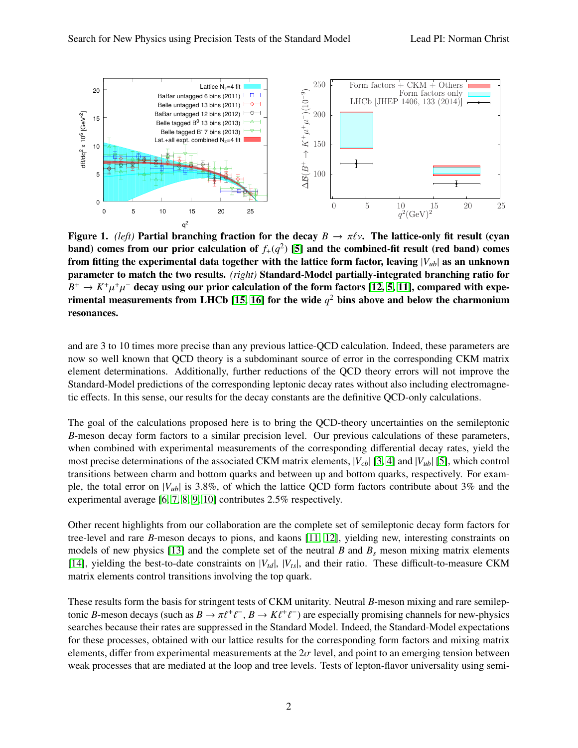**Figure 1.** *(left)* **Partial branching fraction for the decay $B \to \pi\ell\nu$. The lattice-only fit result (cyan band) comes from our prior calculation of $f_+(q^2)$ [5] and the combined-fit result (red band) comes from fitting the experimental data together with the lattice form factor, leaving $|V_{ub}|$ as an unknown parameter to match the two results.** *(right)* **Standard-Model partially-integrated branching ratio for $B^+ \to K^+\mu^+\mu^-$ decay using our prior calculation of the form factors [12, 5, 11], compared with experimental measurements from LHCb [15, 16] for the wide $q^2$ bins above and below the charmonium resonances.**

and are 3 to 10 times more precise than any previous lattice-QCD calculation. Indeed, these parameters are now so well known that QCD theory is a subdominant source of error in the corresponding CKM matrix element determinations. Additionally, further reductions of the QCD theory errors will not improve the Standard-Model predictions of the corresponding leptonic decay rates without also including electromagnetic effects. In this sense, our results for the decay constants are the definitive QCD-only calculations.

The goal of the calculations proposed here is to bring the QCD-theory uncertainties on the semileptonic $B$-meson decay form factors to a similar precision level. Our previous calculations of these parameters, when combined with experimental measurements of the corresponding differential decay rates, yield the most precise determinations of the associated CKM matrix elements, $|V_{cb}|$ [3, 4] and $|V_{ub}|$ [5], which control transitions between charm and bottom quarks and between up and bottom quarks, respectively. For example, the total error on $|V_{ub}|$ is 3.8%, of which the lattice QCD form factors contribute about 3% and the experimental average [6, 7, 8, 9, 10] contributes 2.5% respectively.

Other recent highlights from our collaboration are the complete set of semileptonic decay form factors for tree-level and rare $B$-meson decays to pions, and kaons [11, 12], yielding new, interesting constraints on models of new physics [13] and the complete set of the neutral $B$ and $B_s$ meson mixing matrix elements [14], yielding the best-to-date constraints on $|V_{td}|$, $|V_{ts}|$, and their ratio. These difficult-to-measure CKM matrix elements control transitions involving the top quark.

These results form the basis for stringent tests of CKM unitarity. Neutral $B$-meson mixing and rare semileptonic $B$-meson decays (such as $B \to \pi\ell^+\ell^-$, $B \to K\ell^+\ell^-$) are especially promising channels for new-physics searches because their rates are suppressed in the Standard Model. Indeed, the Standard-Model expectations for these processes, obtained with our lattice results for the corresponding form factors and mixing matrix elements, differ from experimental measurements at the $2\sigma$ level, and point to an emerging tension between weak processes that are mediated at the loop and tree levels. Tests of lepton-flavor universality using semi-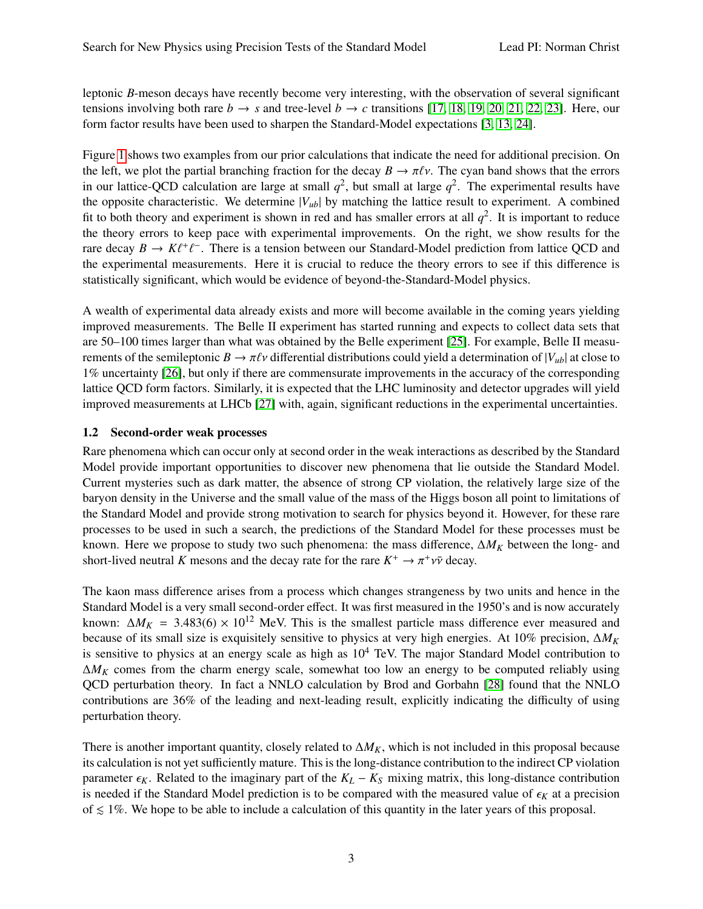leptonic $B$-meson decays have recently become very interesting, with the observation of several significant tensions involving both rare $b \to s$ and tree-level $b \to c$ transitions [17, 18, 19, 20, 21, 22, 23]. Here, our form factor results have been used to sharpen the Standard-Model expectations [3, 13, 24].

Figure 1 shows two examples from our prior calculations that indicate the need for additional precision. On the left, we plot the partial branching fraction for the decay $B \to \pi\ell\nu$. The cyan band shows that the errors in our lattice-QCD calculation are large at small $q^2$, but small at large $q^2$. The experimental results have the opposite characteristic. We determine $|V_{ub}|$ by matching the lattice result to experiment. A combined fit to both theory and experiment is shown in red and has smaller errors at all $q^2$. It is important to reduce the theory errors to keep pace with experimental improvements. On the right, we show results for the rare decay $B \to K\ell^+\ell^-$. There is a tension between our Standard-Model prediction from lattice QCD and the experimental measurements. Here it is crucial to reduce the theory errors to see if this difference is statistically significant, which would be evidence of beyond-the-Standard-Model physics.

A wealth of experimental data already exists and more will become available in the coming years yielding improved measurements. The Belle II experiment has started running and expects to collect data sets that are 50–100 times larger than what was obtained by the Belle experiment [25]. For example, Belle II measurements of the semileptonic $B \to \pi\ell\nu$ differential distributions could yield a determination of $|V_{ub}|$ at close to 1% uncertainty [26], but only if there are commensurate improvements in the accuracy of the corresponding lattice QCD form factors. Similarly, it is expected that the LHC luminosity and detector upgrades will yield improved measurements at LHCb [27] with, again, significant reductions in the experimental uncertainties.

### 1.2 Second-order weak processes

Rare phenomena which can occur only at second order in the weak interactions as described by the Standard Model provide important opportunities to discover new phenomena that lie outside the Standard Model. Current mysteries such as dark matter, the absence of strong CP violation, the relatively large size of the baryon density in the Universe and the small value of the mass of the Higgs boson all point to limitations of the Standard Model and provide strong motivation to search for physics beyond it. However, for these rare processes to be used in such a search, the predictions of the Standard Model for these processes must be known. Here we propose to study two such phenomena: the mass difference, $\Delta M_K$ between the long- and short-lived neutral $K$ mesons and the decay rate for the rare $K^+ \to \pi^+\nu\bar{\nu}$ decay.

The kaon mass difference arises from a process which changes strangeness by two units and hence in the Standard Model is a very small second-order effect. It was first measured in the 1950's and is now accurately known: $\Delta M_K = 3.483(6) \times 10^{12}$ MeV. This is the smallest particle mass difference ever measured and because of its small size is exquisitely sensitive to physics at very high energies. At 10% precision, $\Delta M_K$ is sensitive to physics at an energy scale as high as $10^4$ TeV. The major Standard Model contribution to $\Delta M_K$ comes from the charm energy scale, somewhat too low an energy to be computed reliably using QCD perturbation theory. In fact a NNLO calculation by Brod and Gorbahn [28] found that the NNLO contributions are 36% of the leading and next-leading result, explicitly indicating the difficulty of using perturbation theory.

There is another important quantity, closely related to $\Delta M_K$, which is not included in this proposal because its calculation is not yet sufficiently mature. This is the long-distance contribution to the indirect CP violation parameter $\epsilon_K$. Related to the imaginary part of the $K_L - K_S$ mixing matrix, this long-distance contribution is needed if the Standard Model prediction is to be compared with the measured value of $\epsilon_K$ at a precision of $\lesssim 1\%$. We hope to be able to include a calculation of this quantity in the later years of this proposal.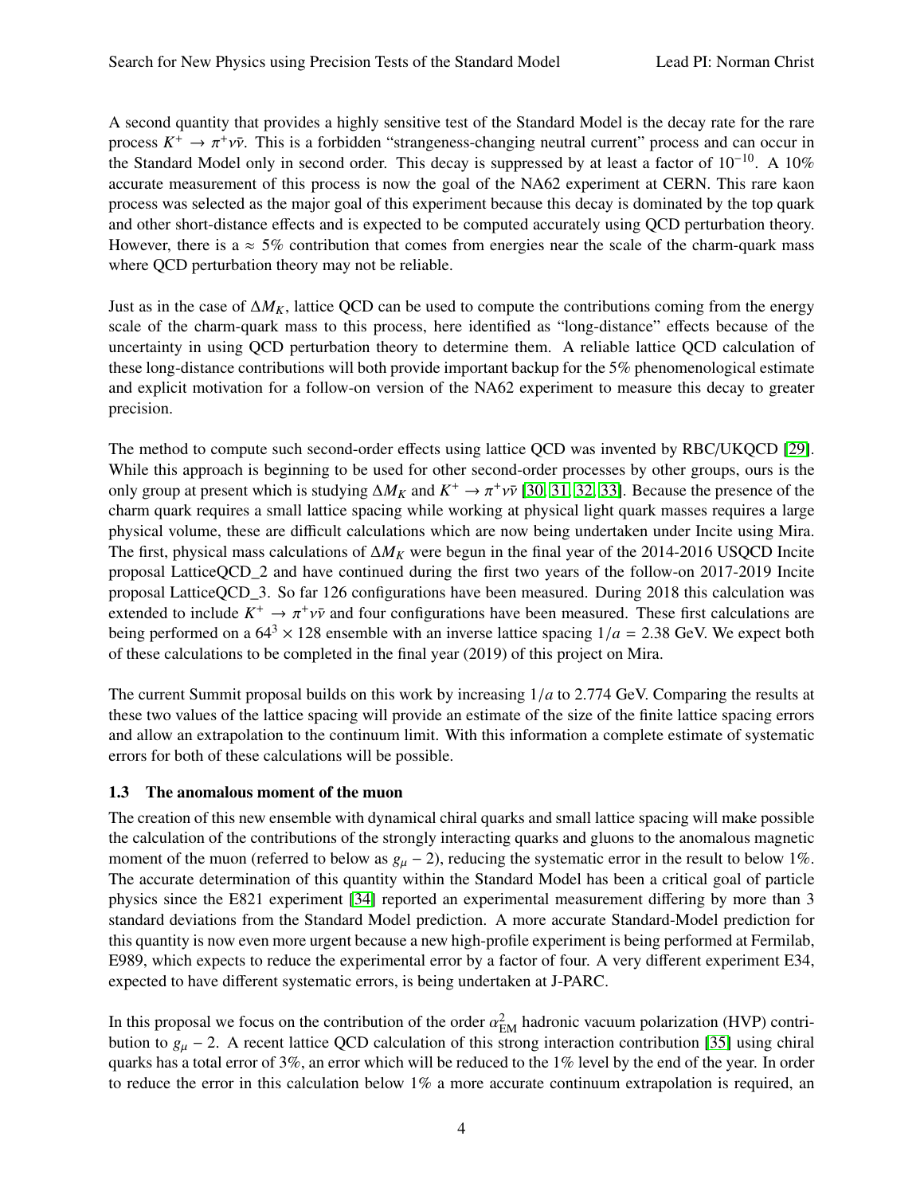A second quantity that provides a highly sensitive test of the Standard Model is the decay rate for the rare process $K^+ \rightarrow \pi^+ \nu\bar{\nu}$. This is a forbidden "strangeness-changing neutral current" process and can occur in the Standard Model only in second order. This decay is suppressed by at least a factor of $10^{-10}$. A 10% accurate measurement of this process is now the goal of the NA62 experiment at CERN. This rare kaon process was selected as the major goal of this experiment because this decay is dominated by the top quark and other short-distance effects and is expected to be computed accurately using QCD perturbation theory. However, there is a $\approx$ 5% contribution that comes from energies near the scale of the charm-quark mass where QCD perturbation theory may not be reliable.

Just as in the case of $\Delta M_K$, lattice QCD can be used to compute the contributions coming from the energy scale of the charm-quark mass to this process, here identified as "long-distance" effects because of the uncertainty in using QCD perturbation theory to determine them. A reliable lattice QCD calculation of these long-distance contributions will both provide important backup for the 5% phenomenological estimate and explicit motivation for a follow-on version of the NA62 experiment to measure this decay to greater precision.

The method to compute such second-order effects using lattice QCD was invented by RBC/UKQCD [29]. While this approach is beginning to be used for other second-order processes by other groups, ours is the only group at present which is studying $\Delta M_K$ and $K^+ \rightarrow \pi^+ \nu\bar{\nu}$ [30, 31, 32, 33]. Because the presence of the charm quark requires a small lattice spacing while working at physical light quark masses requires a large physical volume, these are difficult calculations which are now being undertaken under Incite using Mira. The first, physical mass calculations of $\Delta M_K$ were begun in the final year of the 2014-2016 USQCD Incite proposal LatticeQCD_2 and have continued during the first two years of the follow-on 2017-2019 Incite proposal LatticeQCD_3. So far 126 configurations have been measured. During 2018 this calculation was extended to include $K^+ \rightarrow \pi^+ \nu\bar{\nu}$ and four configurations have been measured. These first calculations are being performed on a $64^3 \times 128$ ensemble with an inverse lattice spacing $1/a = 2.38$ GeV. We expect both of these calculations to be completed in the final year (2019) of this project on Mira.

The current Summit proposal builds on this work by increasing $1/a$ to 2.774 GeV. Comparing the results at these two values of the lattice spacing will provide an estimate of the size of the finite lattice spacing errors and allow an extrapolation to the continuum limit. With this information a complete estimate of systematic errors for both of these calculations will be possible.

### 1.3 The anomalous moment of the muon

The creation of this new ensemble with dynamical chiral quarks and small lattice spacing will make possible the calculation of the contributions of the strongly interacting quarks and gluons to the anomalous magnetic moment of the muon (referred to below as $g_\mu - 2$), reducing the systematic error in the result to below 1%. The accurate determination of this quantity within the Standard Model has been a critical goal of particle physics since the E821 experiment [34] reported an experimental measurement differing by more than 3 standard deviations from the Standard Model prediction. A more accurate Standard-Model prediction for this quantity is now even more urgent because a new high-profile experiment is being performed at Fermilab, E989, which expects to reduce the experimental error by a factor of four. A very different experiment E34, expected to have different systematic errors, is being undertaken at J-PARC.

In this proposal we focus on the contribution of the order $\alpha_{\text{EM}}^2$ hadronic vacuum polarization (HVP) contribution to $g_\mu - 2$. A recent lattice QCD calculation of this strong interaction contribution [35] using chiral quarks has a total error of 3%, an error which will be reduced to the 1% level by the end of the year. In order to reduce the error in this calculation below 1% a more accurate continuum extrapolation is required, an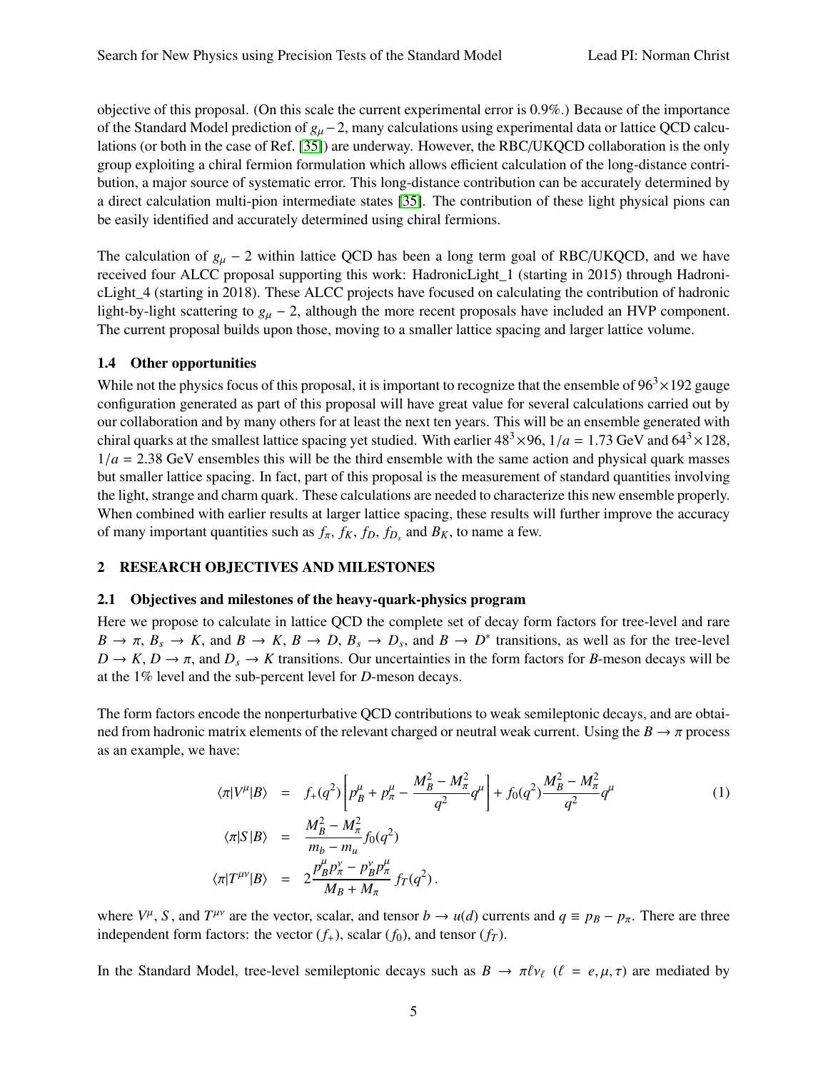objective of this proposal. (On this scale the current experimental error is 0.9%.) Because of the importance of the Standard Model prediction of $g_\mu - 2$, many calculations using experimental data or lattice QCD calculations (or both in the case of Ref. [35]) are underway. However, the RBC/UKQCD collaboration is the only group exploiting a chiral fermion formulation which allows efficient calculation of the long-distance contribution, a major source of systematic error. This long-distance contribution can be accurately determined by a direct calculation multi-pion intermediate states [35]. The contribution of these light physical pions can be easily identified and accurately determined using chiral fermions.

The calculation of $g_\mu - 2$ within lattice QCD has been a long term goal of RBC/UKQCD, and we have received four ALCC proposal supporting this work: HadronicLight_1 (starting in 2015) through HadronicLight_4 (starting in 2018). These ALCC projects have focused on calculating the contribution of hadronic light-by-light scattering to $g_\mu - 2$, although the more recent proposals have included an HVP component. The current proposal builds upon those, moving to a smaller lattice spacing and larger lattice volume.

### 1.4 Other opportunities

While not the physics focus of this proposal, it is important to recognize that the ensemble of $96^3 \times 192$ gauge configuration generated as part of this proposal will have great value for several calculations carried out by our collaboration and by many others for at least the next ten years. This will be an ensemble generated with chiral quarks at the smallest lattice spacing yet studied. With earlier $48^3 \times 96$, $1/a = 1.73$ GeV and $64^3 \times 128$, $1/a = 2.38$ GeV ensembles this will be the third ensemble with the same action and physical quark masses but smaller lattice spacing. In fact, part of this proposal is the measurement of standard quantities involving the light, strange and charm quark. These calculations are needed to characterize this new ensemble properly. When combined with earlier results at larger lattice spacing, these results will further improve the accuracy of many important quantities such as $f_\pi$, $f_K$, $f_D$, $f_{D_s}$ and $B_K$, to name a few.

## 2 RESEARCH OBJECTIVES AND MILESTONES

### 2.1 Objectives and milestones of the heavy-quark-physics program

Here we propose to calculate in lattice QCD the complete set of decay form factors for tree-level and rare $B \to \pi$, $B_s \to K$, and $B \to K$, $B \to D$, $B_s \to D_s$, and $B \to D^*$ transitions, as well as for the tree-level $D \to K$, $D \to \pi$, and $D_s \to K$ transitions. Our uncertainties in the form factors for $B$-meson decays will be at the 1% level and the sub-percent level for $D$-meson decays.

The form factors encode the nonperturbative QCD contributions to weak semileptonic decays, and are obtained from hadronic matrix elements of the relevant charged or neutral weak current. Using the $B \to \pi$ process as an example, we have:

$$
\begin{aligned}
\langle \pi | V^\mu | B \rangle &= f_+(q^2)\left[ p_B^\mu + p_\pi^\mu - \frac{M_B^2 - M_\pi^2}{q^2} q^\mu \right] + f_0(q^2) \frac{M_B^2 - M_\pi^2}{q^2} q^\mu \\
\langle \pi | S | B \rangle &= \frac{M_B^2 - M_\pi^2}{m_b - m_u} f_0(q^2) \\
\langle \pi | T^{\mu\nu} | B \rangle &= 2 \frac{p_B^\mu p_\pi^\nu - p_B^\nu p_\pi^\mu}{M_B + M_\pi} \, f_T(q^2) \, .
\end{aligned}
\tag{1}
$$

where $V^\mu$, $S$, and $T^{\mu\nu}$ are the vector, scalar, and tensor $b \to u(d)$ currents and $q \equiv p_B - p_\pi$. There are three independent form factors: the vector ($f_+$), scalar ($f_0$), and tensor ($f_T$).

In the Standard Model, tree-level semileptonic decays such as $B \to \pi \ell \nu_\ell$ ($\ell = e, \mu, \tau$) are mediated by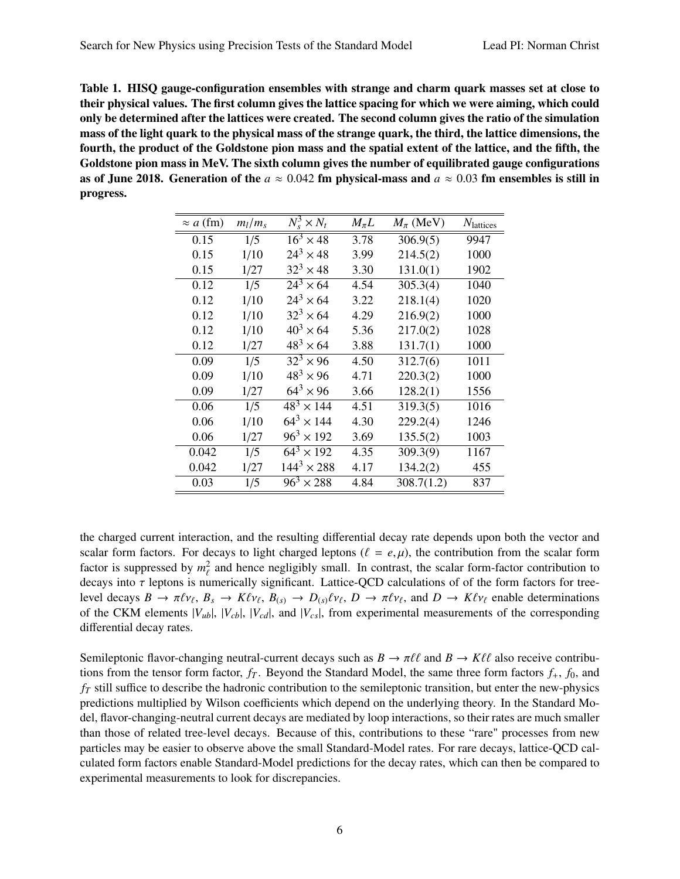**Table 1. HISQ gauge-configuration ensembles with strange and charm quark masses set at close to their physical values. The first column gives the lattice spacing for which we were aiming, which could only be determined after the lattices were created. The second column gives the ratio of the simulation mass of the light quark to the physical mass of the strange quark, the third, the lattice dimensions, the fourth, the product of the Goldstone pion mass and the spatial extent of the lattice, and the fifth, the Goldstone pion mass in MeV. The sixth column gives the number of equilibrated gauge configurations as of June 2018. Generation of the $a \approx 0.042$ fm physical-mass and $a \approx 0.03$ fm ensembles is still in progress.**

| $\approx a$ (fm) | $m_l/m_s$ | $N_s^3 \times N_t$ | $M_\pi L$ | $M_\pi$ (MeV) | $N_{\text{lattices}}$ |
|---|---|---|---|---|---|
| 0.15 | 1/5 | $16^3 \times 48$ | 3.78 | 306.9(5) | 9947 |
| 0.15 | 1/10 | $24^3 \times 48$ | 3.99 | 214.5(2) | 1000 |
| 0.15 | 1/27 | $32^3 \times 48$ | 3.30 | 131.0(1) | 1902 |
| 0.12 | 1/5 | $24^3 \times 64$ | 4.54 | 305.3(4) | 1040 |
| 0.12 | 1/10 | $24^3 \times 64$ | 3.22 | 218.1(4) | 1020 |
| 0.12 | 1/10 | $32^3 \times 64$ | 4.29 | 216.9(2) | 1000 |
| 0.12 | 1/10 | $40^3 \times 64$ | 5.36 | 217.0(2) | 1028 |
| 0.12 | 1/27 | $48^3 \times 64$ | 3.88 | 131.7(1) | 1000 |
| 0.09 | 1/5 | $32^3 \times 96$ | 4.50 | 312.7(6) | 1011 |
| 0.09 | 1/10 | $48^3 \times 96$ | 4.71 | 220.3(2) | 1000 |
| 0.09 | 1/27 | $64^3 \times 96$ | 3.66 | 128.2(1) | 1556 |
| 0.06 | 1/5 | $48^3 \times 144$ | 4.51 | 319.3(5) | 1016 |
| 0.06 | 1/10 | $64^3 \times 144$ | 4.30 | 229.2(4) | 1246 |
| 0.06 | 1/27 | $96^3 \times 192$ | 3.69 | 135.5(2) | 1003 |
| 0.042 | 1/5 | $64^3 \times 192$ | 4.35 | 309.3(9) | 1167 |
| 0.042 | 1/27 | $144^3 \times 288$ | 4.17 | 134.2(2) | 455 |
| 0.03 | 1/5 | $96^3 \times 288$ | 4.84 | 308.7(1.2) | 837 |

the charged current interaction, and the resulting differential decay rate depends upon both the vector and scalar form factors. For decays to light charged leptons ($\ell = e, \mu$), the contribution from the scalar form factor is suppressed by $m_\ell^2$ and hence negligibly small. In contrast, the scalar form-factor contribution to decays into $\tau$ leptons is numerically significant. Lattice-QCD calculations of of the form factors for tree-level decays $B \to \pi \ell \nu_\ell$, $B_s \to K \ell \nu_\ell$, $B_{(s)} \to D_{(s)} \ell \nu_\ell$, $D \to \pi \ell \nu_\ell$, and $D \to K \ell \nu_\ell$ enable determinations of the CKM elements $|V_{ub}|$, $|V_{cb}|$, $|V_{cd}|$, and $|V_{cs}|$, from experimental measurements of the corresponding differential decay rates.

Semileptonic flavor-changing neutral-current decays such as $B \to \pi \ell \ell$ and $B \to K \ell \ell$ also receive contributions from the tensor form factor, $f_T$. Beyond the Standard Model, the same three form factors $f_+$, $f_0$, and $f_T$ still suffice to describe the hadronic contribution to the semileptonic transition, but enter the new-physics predictions multiplied by Wilson coefficients which depend on the underlying theory. In the Standard Model, flavor-changing-neutral current decays are mediated by loop interactions, so their rates are much smaller than those of related tree-level decays. Because of this, contributions to these "rare" processes from new particles may be easier to observe above the small Standard-Model rates. For rare decays, lattice-QCD calculated form factors enable Standard-Model predictions for the decay rates, which can then be compared to experimental measurements to look for discrepancies.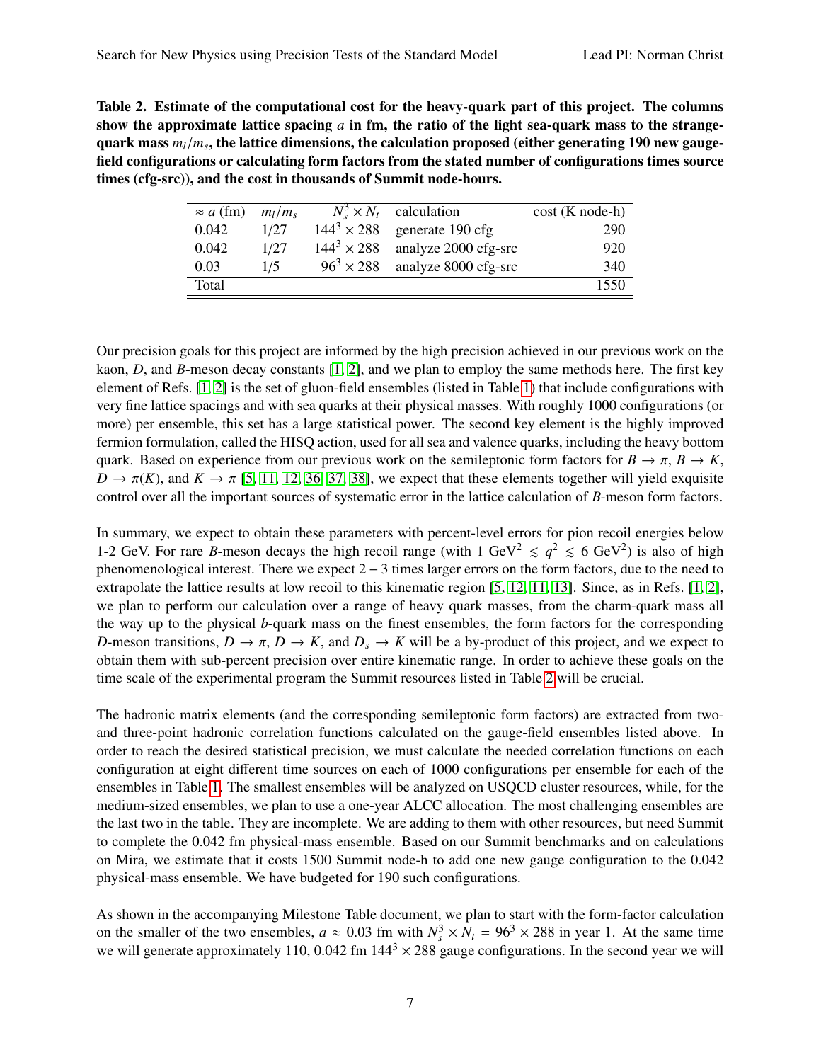**Table 2. Estimate of the computational cost for the heavy-quark part of this project. The columns show the approximate lattice spacing $a$ in fm, the ratio of the light sea-quark mass to the strange-quark mass $m_l/m_s$, the lattice dimensions, the calculation proposed (either generating 190 new gauge-field configurations or calculating form factors from the stated number of configurations times source times (cfg-src)), and the cost in thousands of Summit node-hours.**

| $\approx a$ (fm) | $m_l/m_s$ | $N_s^3 \times N_t$ | calculation | cost (K node-h) |
|---|---|---|---|---|
| 0.042 | 1/27 | $144^3 \times 288$ | generate 190 cfg | 290 |
| 0.042 | 1/27 | $144^3 \times 288$ | analyze 2000 cfg-src | 920 |
| 0.03 | 1/5 | $96^3 \times 288$ | analyze 8000 cfg-src | 340 |
| Total | | | | 1550 |

Our precision goals for this project are informed by the high precision achieved in our previous work on the kaon, $D$, and $B$-meson decay constants [1, 2], and we plan to employ the same methods here. The first key element of Refs. [1, 2] is the set of gluon-field ensembles (listed in Table 1) that include configurations with very fine lattice spacings and with sea quarks at their physical masses. With roughly 1000 configurations (or more) per ensemble, this set has a large statistical power. The second key element is the highly improved fermion formulation, called the HISQ action, used for all sea and valence quarks, including the heavy bottom quark. Based on experience from our previous work on the semileptonic form factors for $B \to \pi$, $B \to K$, $D \to \pi(K)$, and $K \to \pi$ [5, 11, 12, 36, 37, 38], we expect that these elements together will yield exquisite control over all the important sources of systematic error in the lattice calculation of $B$-meson form factors.

In summary, we expect to obtain these parameters with percent-level errors for pion recoil energies below 1-2 GeV. For rare $B$-meson decays the high recoil range (with 1 GeV$^2 \lesssim q^2 \lesssim 6$ GeV$^2$) is also of high phenomenological interest. There we expect $2-3$ times larger errors on the form factors, due to the need to extrapolate the lattice results at low recoil to this kinematic region [5, 12, 11, 13]. Since, as in Refs. [1, 2], we plan to perform our calculation over a range of heavy quark masses, from the charm-quark mass all the way up to the physical $b$-quark mass on the finest ensembles, the form factors for the corresponding $D$-meson transitions, $D \to \pi$, $D \to K$, and $D_s \to K$ will be a by-product of this project, and we expect to obtain them with sub-percent precision over entire kinematic range. In order to achieve these goals on the time scale of the experimental program the Summit resources listed in Table 2 will be crucial.

The hadronic matrix elements (and the corresponding semileptonic form factors) are extracted from two- and three-point hadronic correlation functions calculated on the gauge-field ensembles listed above. In order to reach the desired statistical precision, we must calculate the needed correlation functions on each configuration at eight different time sources on each of 1000 configurations per ensemble for each of the ensembles in Table 1. The smallest ensembles will be analyzed on USQCD cluster resources, while, for the medium-sized ensembles, we plan to use a one-year ALCC allocation. The most challenging ensembles are the last two in the table. They are incomplete. We are adding to them with other resources, but need Summit to complete the 0.042 fm physical-mass ensemble. Based on our Summit benchmarks and on calculations on Mira, we estimate that it costs 1500 Summit node-h to add one new gauge configuration to the 0.042 physical-mass ensemble. We have budgeted for 190 such configurations.

As shown in the accompanying Milestone Table document, we plan to start with the form-factor calculation on the smaller of the two ensembles, $a \approx 0.03$ fm with $N_s^3 \times N_t = 96^3 \times 288$ in year 1. At the same time we will generate approximately 110, 0.042 fm $144^3 \times 288$ gauge configurations. In the second year we will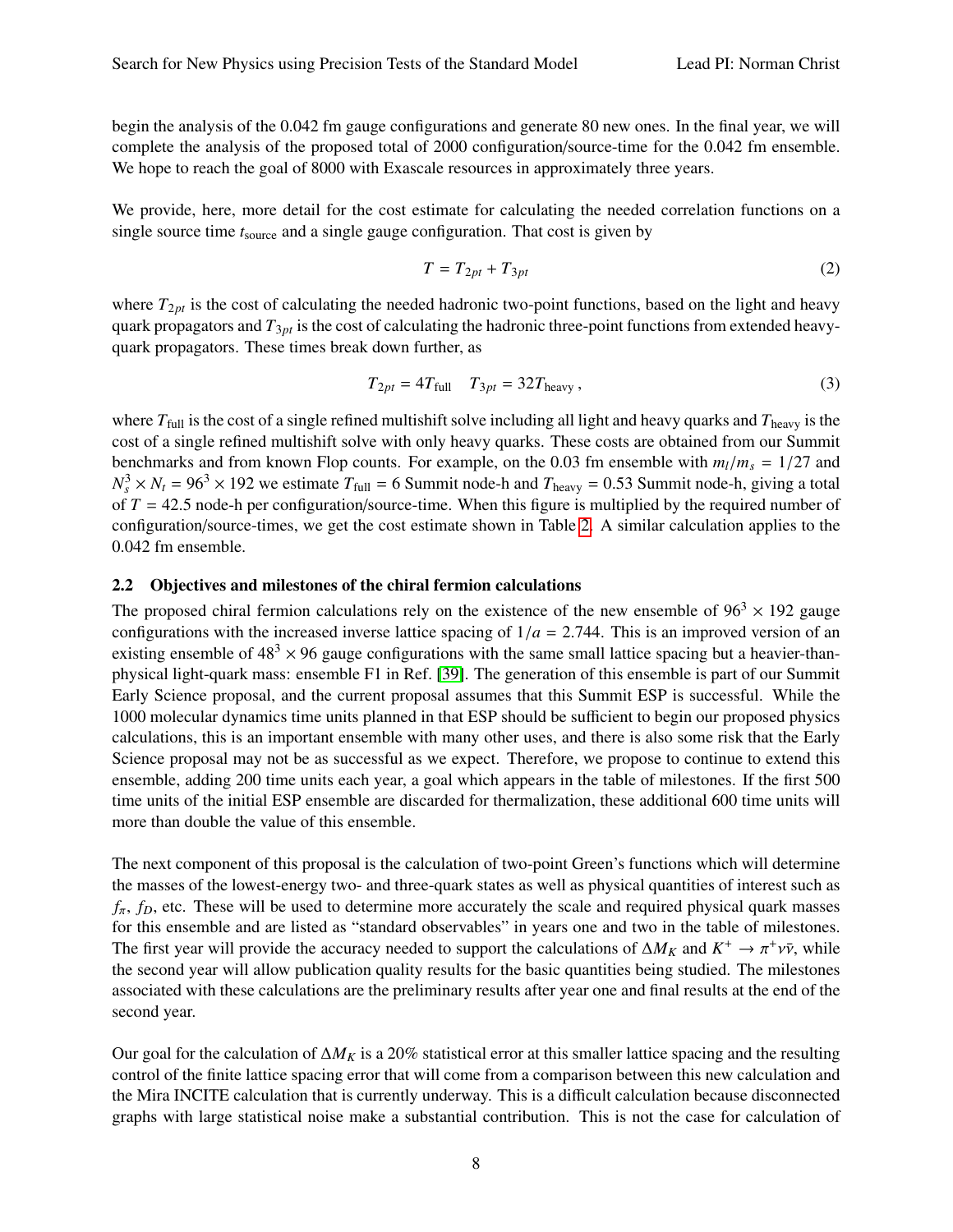begin the analysis of the 0.042 fm gauge configurations and generate 80 new ones. In the final year, we will complete the analysis of the proposed total of 2000 configuration/source-time for the 0.042 fm ensemble. We hope to reach the goal of 8000 with Exascale resources in approximately three years.

We provide, here, more detail for the cost estimate for calculating the needed correlation functions on a single source time $t_{\text{source}}$ and a single gauge configuration. That cost is given by

$$T = T_{2pt} + T_{3pt} \tag{2}$$

where $T_{2pt}$ is the cost of calculating the needed hadronic two-point functions, based on the light and heavy quark propagators and $T_{3pt}$ is the cost of calculating the hadronic three-point functions from extended heavy-quark propagators. These times break down further, as

$$T_{2pt} = 4T_{\text{full}} \quad T_{3pt} = 32T_{\text{heavy}}\,, \tag{3}$$

where $T_{\text{full}}$ is the cost of a single refined multishift solve including all light and heavy quarks and $T_{\text{heavy}}$ is the cost of a single refined multishift solve with only heavy quarks. These costs are obtained from our Summit benchmarks and from known Flop counts. For example, on the 0.03 fm ensemble with $m_l/m_s = 1/27$ and $N_s^3 \times N_t = 96^3 \times 192$ we estimate $T_{\text{full}} = 6$ Summit node-h and $T_{\text{heavy}} = 0.53$ Summit node-h, giving a total of $T = 42.5$ node-h per configuration/source-time. When this figure is multiplied by the required number of configuration/source-times, we get the cost estimate shown in Table 2. A similar calculation applies to the 0.042 fm ensemble.

### 2.2 Objectives and milestones of the chiral fermion calculations

The proposed chiral fermion calculations rely on the existence of the new ensemble of $96^3 \times 192$ gauge configurations with the increased inverse lattice spacing of $1/a = 2.744$. This is an improved version of an existing ensemble of $48^3 \times 96$ gauge configurations with the same small lattice spacing but a heavier-than-physical light-quark mass: ensemble F1 in Ref. [39]. The generation of this ensemble is part of our Summit Early Science proposal, and the current proposal assumes that this Summit ESP is successful. While the 1000 molecular dynamics time units planned in that ESP should be sufficient to begin our proposed physics calculations, this is an important ensemble with many other uses, and there is also some risk that the Early Science proposal may not be as successful as we expect. Therefore, we propose to continue to extend this ensemble, adding 200 time units each year, a goal which appears in the table of milestones. If the first 500 time units of the initial ESP ensemble are discarded for thermalization, these additional 600 time units will more than double the value of this ensemble.

The next component of this proposal is the calculation of two-point Green's functions which will determine the masses of the lowest-energy two- and three-quark states as well as physical quantities of interest such as $f_\pi$, $f_D$, etc. These will be used to determine more accurately the scale and required physical quark masses for this ensemble and are listed as "standard observables" in years one and two in the table of milestones. The first year will provide the accuracy needed to support the calculations of $\Delta M_K$ and $K^+ \to \pi^+\nu\bar{\nu}$, while the second year will allow publication quality results for the basic quantities being studied. The milestones associated with these calculations are the preliminary results after year one and final results at the end of the second year.

Our goal for the calculation of $\Delta M_K$ is a 20% statistical error at this smaller lattice spacing and the resulting control of the finite lattice spacing error that will come from a comparison between this new calculation and the Mira INCITE calculation that is currently underway. This is a difficult calculation because disconnected graphs with large statistical noise make a substantial contribution. This is not the case for calculation of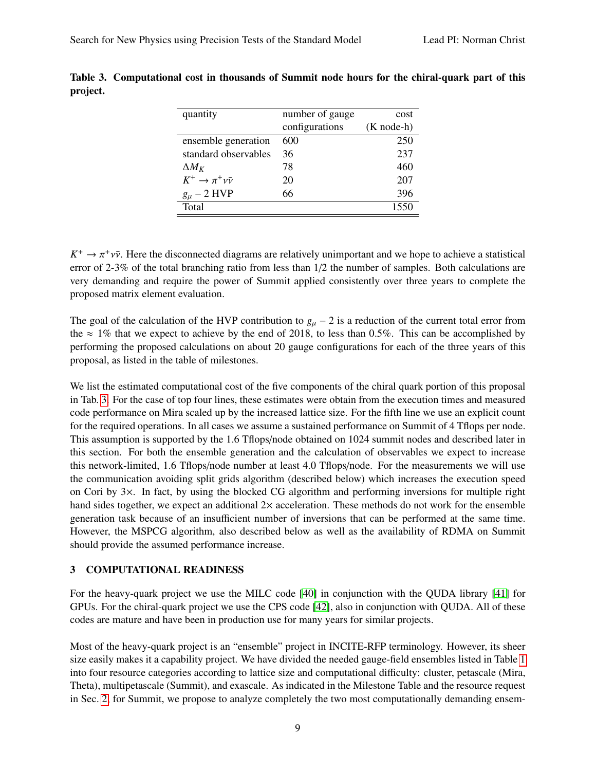**Table 3. Computational cost in thousands of Summit node hours for the chiral-quark part of this project.**

| quantity | number of gauge configurations | cost (K node-h) |
|---|---|---|
| ensemble generation | 600 | 250 |
| standard observables | 36 | 237 |
| $\Delta M_K$ | 78 | 460 |
| $K^+ \to \pi^+ \nu\bar{\nu}$ | 20 | 207 |
| $g_\mu - 2$ HVP | 66 | 396 |
| Total | | 1550 |

$K^+ \to \pi^+ \nu\bar{\nu}$. Here the disconnected diagrams are relatively unimportant and we hope to achieve a statistical error of 2-3% of the total branching ratio from less than 1/2 the number of samples. Both calculations are very demanding and require the power of Summit applied consistently over three years to complete the proposed matrix element evaluation.

The goal of the calculation of the HVP contribution to $g_\mu - 2$ is a reduction of the current total error from the $\approx 1\%$ that we expect to achieve by the end of 2018, to less than 0.5%. This can be accomplished by performing the proposed calculations on about 20 gauge configurations for each of the three years of this proposal, as listed in the table of milestones.

We list the estimated computational cost of the five components of the chiral quark portion of this proposal in Tab. 3. For the case of top four lines, these estimates were obtain from the execution times and measured code performance on Mira scaled up by the increased lattice size. For the fifth line we use an explicit count for the required operations. In all cases we assume a sustained performance on Summit of 4 Tflops per node. This assumption is supported by the 1.6 Tflops/node obtained on 1024 summit nodes and described later in this section. For both the ensemble generation and the calculation of observables we expect to increase this network-limited, 1.6 Tflops/node number at least 4.0 Tflops/node. For the measurements we will use the communication avoiding split grids algorithm (described below) which increases the execution speed on Cori by 3×. In fact, by using the blocked CG algorithm and performing inversions for multiple right hand sides together, we expect an additional 2× acceleration. These methods do not work for the ensemble generation task because of an insufficient number of inversions that can be performed at the same time. However, the MSPCG algorithm, also described below as well as the availability of RDMA on Summit should provide the assumed performance increase.

## 3 COMPUTATIONAL READINESS

For the heavy-quark project we use the MILC code [40] in conjunction with the QUDA library [41] for GPUs. For the chiral-quark project we use the CPS code [42], also in conjunction with QUDA. All of these codes are mature and have been in production use for many years for similar projects.

Most of the heavy-quark project is an "ensemble" project in INCITE-RFP terminology. However, its sheer size easily makes it a capability project. We have divided the needed gauge-field ensembles listed in Table 1 into four resource categories according to lattice size and computational difficulty: cluster, petascale (Mira, Theta), multipetascale (Summit), and exascale. As indicated in the Milestone Table and the resource request in Sec. 2, for Summit, we propose to analyze completely the two most computationally demanding ensem-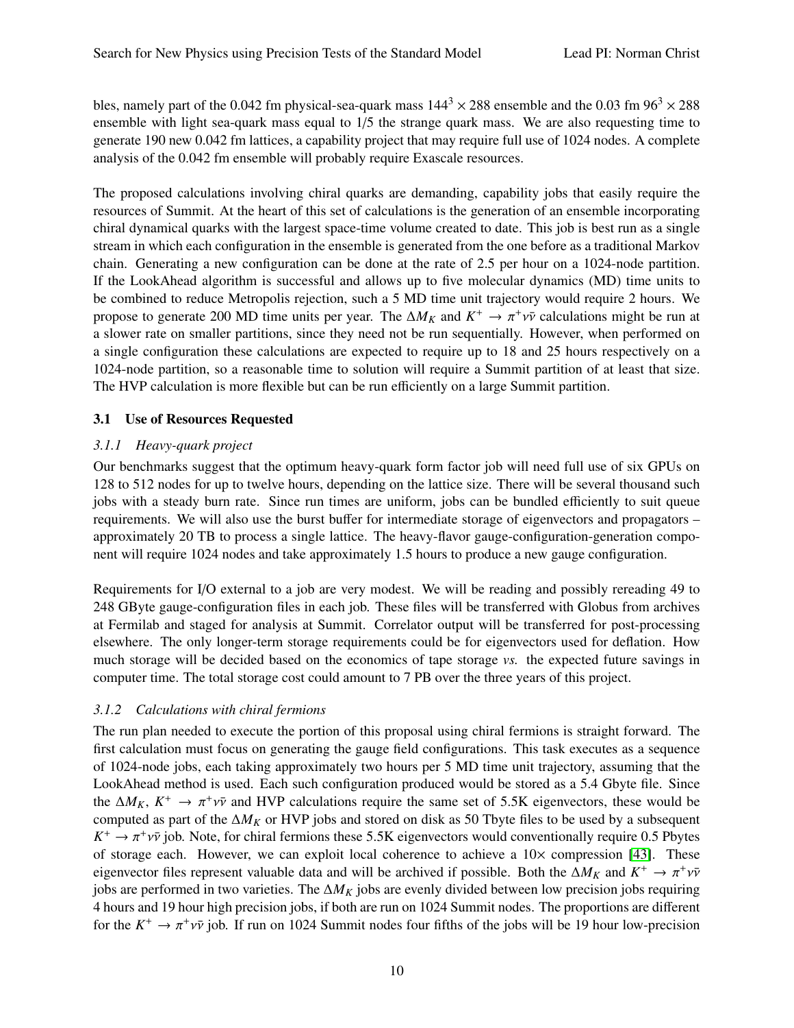bles, namely part of the 0.042 fm physical-sea-quark mass $144^3 \times 288$ ensemble and the 0.03 fm $96^3 \times 288$ ensemble with light sea-quark mass equal to 1/5 the strange quark mass. We are also requesting time to generate 190 new 0.042 fm lattices, a capability project that may require full use of 1024 nodes. A complete analysis of the 0.042 fm ensemble will probably require Exascale resources.

The proposed calculations involving chiral quarks are demanding, capability jobs that easily require the resources of Summit. At the heart of this set of calculations is the generation of an ensemble incorporating chiral dynamical quarks with the largest space-time volume created to date. This job is best run as a single stream in which each configuration in the ensemble is generated from the one before as a traditional Markov chain. Generating a new configuration can be done at the rate of 2.5 per hour on a 1024-node partition. If the LookAhead algorithm is successful and allows up to five molecular dynamics (MD) time units to be combined to reduce Metropolis rejection, such a 5 MD time unit trajectory would require 2 hours. We propose to generate 200 MD time units per year. The $\Delta M_K$ and $K^+ \to \pi^+ \nu\bar{\nu}$ calculations might be run at a slower rate on smaller partitions, since they need not be run sequentially. However, when performed on a single configuration these calculations are expected to require up to 18 and 25 hours respectively on a 1024-node partition, so a reasonable time to solution will require a Summit partition of at least that size. The HVP calculation is more flexible but can be run efficiently on a large Summit partition.

### 3.1 Use of Resources Requested

#### *3.1.1 Heavy-quark project*

Our benchmarks suggest that the optimum heavy-quark form factor job will need full use of six GPUs on 128 to 512 nodes for up to twelve hours, depending on the lattice size. There will be several thousand such jobs with a steady burn rate. Since run times are uniform, jobs can be bundled efficiently to suit queue requirements. We will also use the burst buffer for intermediate storage of eigenvectors and propagators – approximately 20 TB to process a single lattice. The heavy-flavor gauge-configuration-generation component will require 1024 nodes and take approximately 1.5 hours to produce a new gauge configuration.

Requirements for I/O external to a job are very modest. We will be reading and possibly rereading 49 to 248 GByte gauge-configuration files in each job. These files will be transferred with Globus from archives at Fermilab and staged for analysis at Summit. Correlator output will be transferred for post-processing elsewhere. The only longer-term storage requirements could be for eigenvectors used for deflation. How much storage will be decided based on the economics of tape storage *vs.* the expected future savings in computer time. The total storage cost could amount to 7 PB over the three years of this project.

#### *3.1.2 Calculations with chiral fermions*

The run plan needed to execute the portion of this proposal using chiral fermions is straight forward. The first calculation must focus on generating the gauge field configurations. This task executes as a sequence of 1024-node jobs, each taking approximately two hours per 5 MD time unit trajectory, assuming that the LookAhead method is used. Each such configuration produced would be stored as a 5.4 Gbyte file. Since the $\Delta M_K$, $K^+ \to \pi^+ \nu\bar{\nu}$ and HVP calculations require the same set of 5.5K eigenvectors, these would be computed as part of the $\Delta M_K$ or HVP jobs and stored on disk as 50 Tbyte files to be used by a subsequent $K^+ \to \pi^+ \nu\bar{\nu}$ job. Note, for chiral fermions these 5.5K eigenvectors would conventionally require 0.5 Pbytes of storage each. However, we can exploit local coherence to achieve a $10\times$ compression [43]. These eigenvector files represent valuable data and will be archived if possible. Both the $\Delta M_K$ and $K^+ \to \pi^+ \nu\bar{\nu}$ jobs are performed in two varieties. The $\Delta M_K$ jobs are evenly divided between low precision jobs requiring 4 hours and 19 hour high precision jobs, if both are run on 1024 Summit nodes. The proportions are different for the $K^+ \to \pi^+ \nu\bar{\nu}$ job. If run on 1024 Summit nodes four fifths of the jobs will be 19 hour low-precision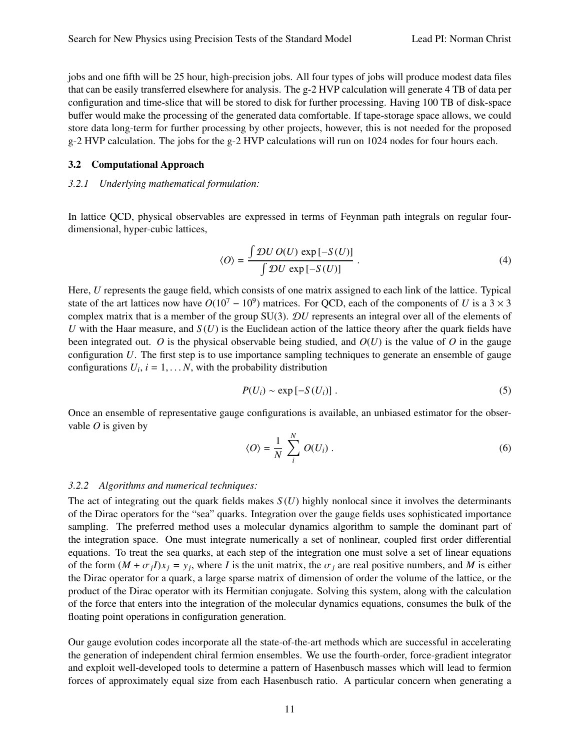jobs and one fifth will be 25 hour, high-precision jobs. All four types of jobs will produce modest data files that can be easily transferred elsewhere for analysis. The g-2 HVP calculation will generate 4 TB of data per configuration and time-slice that will be stored to disk for further processing. Having 100 TB of disk-space buffer would make the processing of the generated data comfortable. If tape-storage space allows, we could store data long-term for further processing by other projects, however, this is not needed for the proposed g-2 HVP calculation. The jobs for the g-2 HVP calculations will run on 1024 nodes for four hours each.

### 3.2 Computational Approach

#### *3.2.1 Underlying mathematical formulation:*

In lattice QCD, physical observables are expressed in terms of Feynman path integrals on regular four-dimensional, hyper-cubic lattices,

$$\langle O \rangle = \frac{\int \mathcal{D}U \, O(U) \, \exp[-S(U)]}{\int \mathcal{D}U \, \exp[-S(U)]} \, . \tag{4}$$

Here, $U$ represents the gauge field, which consists of one matrix assigned to each link of the lattice. Typical state of the art lattices now have $O(10^7 - 10^9)$ matrices. For QCD, each of the components of $U$ is a $3 \times 3$ complex matrix that is a member of the group SU(3). $\mathcal{D}U$ represents an integral over all of the elements of $U$ with the Haar measure, and $S(U)$ is the Euclidean action of the lattice theory after the quark fields have been integrated out. $O$ is the physical observable being studied, and $O(U)$ is the value of $O$ in the gauge configuration $U$. The first step is to use importance sampling techniques to generate an ensemble of gauge configurations $U_i$, $i = 1, \ldots N$, with the probability distribution

$$P(U_i) \sim \exp[-S(U_i)] \, . \tag{5}$$

Once an ensemble of representative gauge configurations is available, an unbiased estimator for the observable $O$ is given by

$$\langle O \rangle = \frac{1}{N} \sum_{i}^{N} O(U_i) \, . \tag{6}$$

#### *3.2.2 Algorithms and numerical techniques:*

The act of integrating out the quark fields makes $S(U)$ highly nonlocal since it involves the determinants of the Dirac operators for the "sea" quarks. Integration over the gauge fields uses sophisticated importance sampling. The preferred method uses a molecular dynamics algorithm to sample the dominant part of the integration space. One must integrate numerically a set of nonlinear, coupled first order differential equations. To treat the sea quarks, at each step of the integration one must solve a set of linear equations of the form $(M + \sigma_j I)x_j = y_j$, where $I$ is the unit matrix, the $\sigma_j$ are real positive numbers, and $M$ is either the Dirac operator for a quark, a large sparse matrix of dimension of order the volume of the lattice, or the product of the Dirac operator with its Hermitian conjugate. Solving this system, along with the calculation of the force that enters into the integration of the molecular dynamics equations, consumes the bulk of the floating point operations in configuration generation.

Our gauge evolution codes incorporate all the state-of-the-art methods which are successful in accelerating the generation of independent chiral fermion ensembles. We use the fourth-order, force-gradient integrator and exploit well-developed tools to determine a pattern of Hasenbusch masses which will lead to fermion forces of approximately equal size from each Hasenbusch ratio. A particular concern when generating a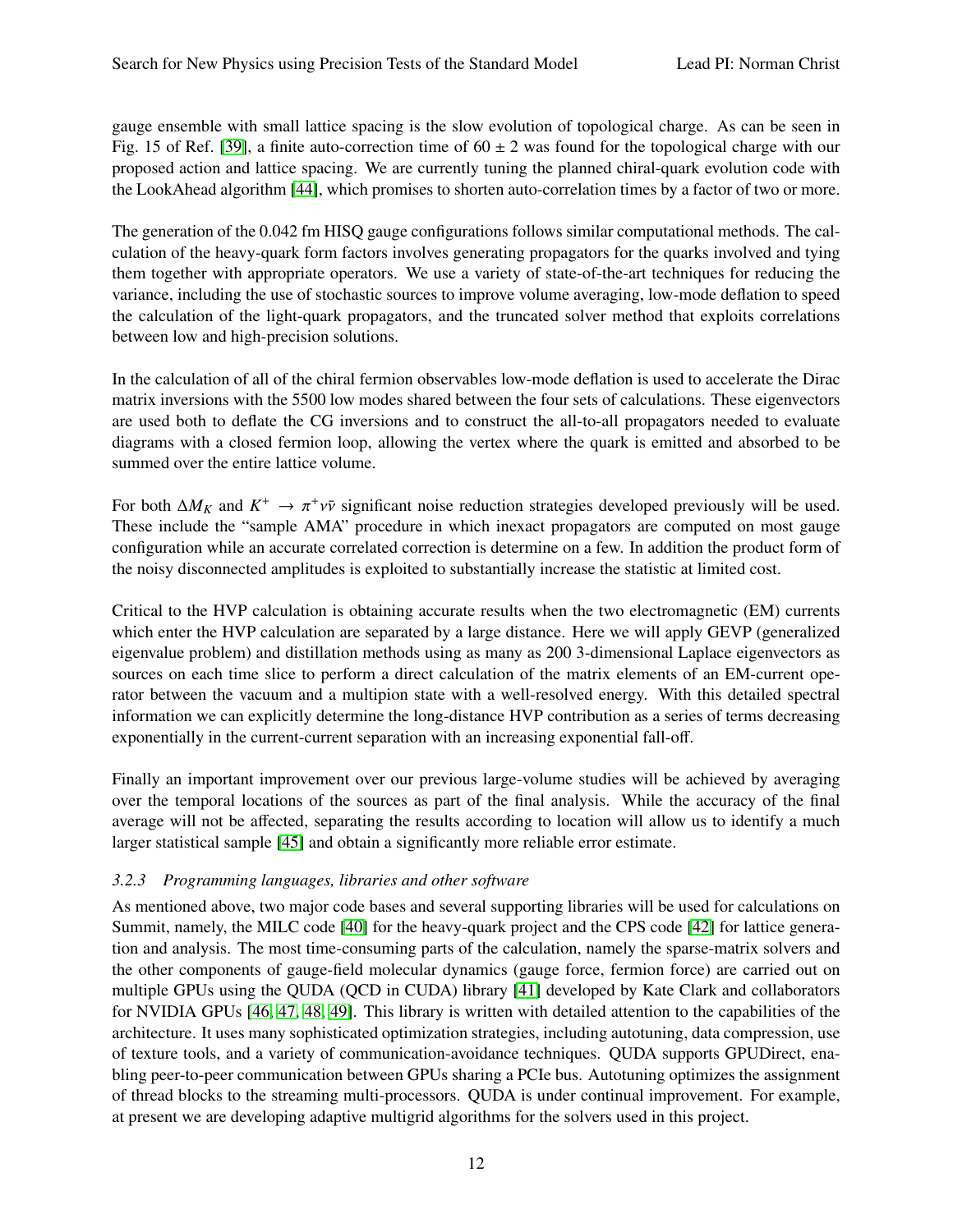gauge ensemble with small lattice spacing is the slow evolution of topological charge. As can be seen in Fig. 15 of Ref. [39], a finite auto-correction time of $60 \pm 2$ was found for the topological charge with our proposed action and lattice spacing. We are currently tuning the planned chiral-quark evolution code with the LookAhead algorithm [44], which promises to shorten auto-correlation times by a factor of two or more.

The generation of the 0.042 fm HISQ gauge configurations follows similar computational methods. The calculation of the heavy-quark form factors involves generating propagators for the quarks involved and tying them together with appropriate operators. We use a variety of state-of-the-art techniques for reducing the variance, including the use of stochastic sources to improve volume averaging, low-mode deflation to speed the calculation of the light-quark propagators, and the truncated solver method that exploits correlations between low and high-precision solutions.

In the calculation of all of the chiral fermion observables low-mode deflation is used to accelerate the Dirac matrix inversions with the 5500 low modes shared between the four sets of calculations. These eigenvectors are used both to deflate the CG inversions and to construct the all-to-all propagators needed to evaluate diagrams with a closed fermion loop, allowing the vertex where the quark is emitted and absorbed to be summed over the entire lattice volume.

For both $\Delta M_K$ and $K^+ \to \pi^+ \nu\bar{\nu}$ significant noise reduction strategies developed previously will be used. These include the "sample AMA" procedure in which inexact propagators are computed on most gauge configuration while an accurate correlated correction is determine on a few. In addition the product form of the noisy disconnected amplitudes is exploited to substantially increase the statistic at limited cost.

Critical to the HVP calculation is obtaining accurate results when the two electromagnetic (EM) currents which enter the HVP calculation are separated by a large distance. Here we will apply GEVP (generalized eigenvalue problem) and distillation methods using as many as 200 3-dimensional Laplace eigenvectors as sources on each time slice to perform a direct calculation of the matrix elements of an EM-current operator between the vacuum and a multipion state with a well-resolved energy. With this detailed spectral information we can explicitly determine the long-distance HVP contribution as a series of terms decreasing exponentially in the current-current separation with an increasing exponential fall-off.

Finally an important improvement over our previous large-volume studies will be achieved by averaging over the temporal locations of the sources as part of the final analysis. While the accuracy of the final average will not be affected, separating the results according to location will allow us to identify a much larger statistical sample [45] and obtain a significantly more reliable error estimate.

#### *3.2.3 Programming languages, libraries and other software*

As mentioned above, two major code bases and several supporting libraries will be used for calculations on Summit, namely, the MILC code [40] for the heavy-quark project and the CPS code [42] for lattice generation and analysis. The most time-consuming parts of the calculation, namely the sparse-matrix solvers and the other components of gauge-field molecular dynamics (gauge force, fermion force) are carried out on multiple GPUs using the QUDA (QCD in CUDA) library [41] developed by Kate Clark and collaborators for NVIDIA GPUs [46, 47, 48, 49]. This library is written with detailed attention to the capabilities of the architecture. It uses many sophisticated optimization strategies, including autotuning, data compression, use of texture tools, and a variety of communication-avoidance techniques. QUDA supports GPUDirect, enabling peer-to-peer communication between GPUs sharing a PCIe bus. Autotuning optimizes the assignment of thread blocks to the streaming multi-processors. QUDA is under continual improvement. For example, at present we are developing adaptive multigrid algorithms for the solvers used in this project.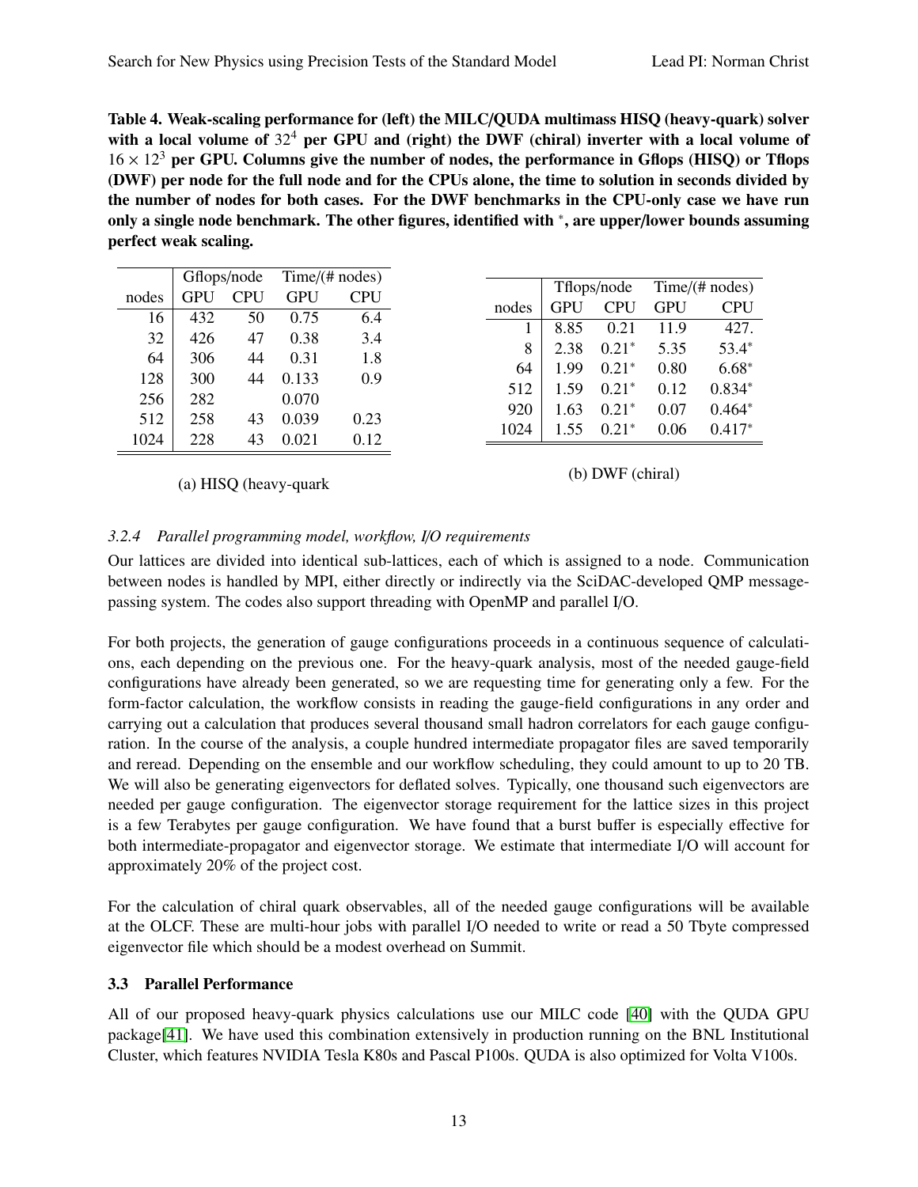**Table 4. Weak-scaling performance for (left) the MILC/QUDA multimass HISQ (heavy-quark) solver with a local volume of $32^4$ per GPU and (right) the DWF (chiral) inverter with a local volume of $16 \times 12^3$ per GPU. Columns give the number of nodes, the performance in Gflops (HISQ) or Tflops (DWF) per node for the full node and for the CPUs alone, the time to solution in seconds divided by the number of nodes for both cases. For the DWF benchmarks in the CPU-only case we have run only a single node benchmark. The other figures, identified with \*, are upper/lower bounds assuming perfect weak scaling.**

| | Gflops/node | | Time/(# nodes) | |
|---|---|---|---|---|
| nodes | GPU | CPU | GPU | CPU |
| 16 | 432 | 50 | 0.75 | 6.4 |
| 32 | 426 | 47 | 0.38 | 3.4 |
| 64 | 306 | 44 | 0.31 | 1.8 |
| 128 | 300 | 44 | 0.133 | 0.9 |
| 256 | 282 | | 0.070 | |
| 512 | 258 | 43 | 0.039 | 0.23 |
| 1024 | 228 | 43 | 0.021 | 0.12 |

(a) HISQ (heavy-quark

| | Tflops/node | | Time/(# nodes) | |
|---|---|---|---|---|
| nodes | GPU | CPU | GPU | CPU |
| 1 | 8.85 | 0.21 | 11.9 | 427. |
| 8 | 2.38 | 0.21* | 5.35 | 53.4* |
| 64 | 1.99 | 0.21* | 0.80 | 6.68* |
| 512 | 1.59 | 0.21* | 0.12 | 0.834* |
| 920 | 1.63 | 0.21* | 0.07 | 0.464* |
| 1024 | 1.55 | 0.21* | 0.06 | 0.417* |

(b) DWF (chiral)

#### *3.2.4 Parallel programming model, workflow, I/O requirements*

Our lattices are divided into identical sub-lattices, each of which is assigned to a node. Communication between nodes is handled by MPI, either directly or indirectly via the SciDAC-developed QMP message-passing system. The codes also support threading with OpenMP and parallel I/O.

For both projects, the generation of gauge configurations proceeds in a continuous sequence of calculations, each depending on the previous one. For the heavy-quark analysis, most of the needed gauge-field configurations have already been generated, so we are requesting time for generating only a few. For the form-factor calculation, the workflow consists in reading the gauge-field configurations in any order and carrying out a calculation that produces several thousand small hadron correlators for each gauge configuration. In the course of the analysis, a couple hundred intermediate propagator files are saved temporarily and reread. Depending on the ensemble and our workflow scheduling, they could amount to up to 20 TB. We will also be generating eigenvectors for deflated solves. Typically, one thousand such eigenvectors are needed per gauge configuration. The eigenvector storage requirement for the lattice sizes in this project is a few Terabytes per gauge configuration. We have found that a burst buffer is especially effective for both intermediate-propagator and eigenvector storage. We estimate that intermediate I/O will account for approximately 20% of the project cost.

For the calculation of chiral quark observables, all of the needed gauge configurations will be available at the OLCF. These are multi-hour jobs with parallel I/O needed to write or read a 50 Tbyte compressed eigenvector file which should be a modest overhead on Summit.

### 3.3 Parallel Performance

All of our proposed heavy-quark physics calculations use our MILC code [40] with the QUDA GPU package[41]. We have used this combination extensively in production running on the BNL Institutional Cluster, which features NVIDIA Tesla K80s and Pascal P100s. QUDA is also optimized for Volta V100s.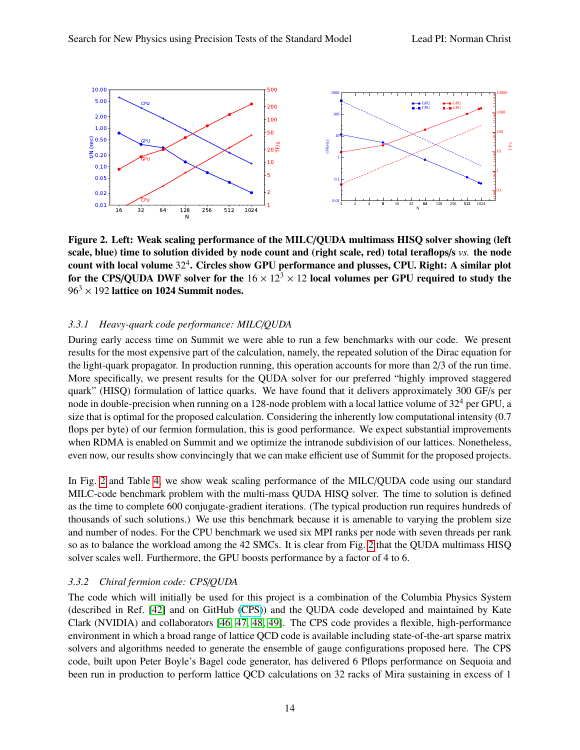**Figure 2. Left: Weak scaling performance of the MILC/QUDA multimass HISQ solver showing (left scale, blue) time to solution divided by node count and (right scale, red) total teraflops/s *vs.* the node count with local volume $32^4$. Circles show GPU performance and plusses, CPU. Right: A similar plot for the CPS/QUDA DWF solver for the $16 \times 12^3 \times 12$ local volumes per GPU required to study the $96^3 \times 192$ lattice on 1024 Summit nodes.**

#### *3.3.1 Heavy-quark code performance: MILC/QUDA*

During early access time on Summit we were able to run a few benchmarks with our code. We present results for the most expensive part of the calculation, namely, the repeated solution of the Dirac equation for the light-quark propagator. In production running, this operation accounts for more than 2/3 of the run time. More specifically, we present results for the QUDA solver for our preferred "highly improved staggered quark" (HISQ) formulation of lattice quarks. We have found that it delivers approximately 300 GF/s per node in double-precision when running on a 128-node problem with a local lattice volume of $32^4$ per GPU, a size that is optimal for the proposed calculation. Considering the inherently low computational intensity (0.7 flops per byte) of our fermion formulation, this is good performance. We expect substantial improvements when RDMA is enabled on Summit and we optimize the intranode subdivision of our lattices. Nonetheless, even now, our results show convincingly that we can make efficient use of Summit for the proposed projects.

In Fig. 2 and Table 4, we show weak scaling performance of the MILC/QUDA code using our standard MILC-code benchmark problem with the multi-mass QUDA HISQ solver. The time to solution is defined as the time to complete 600 conjugate-gradient iterations. (The typical production run requires hundreds of thousands of such solutions.) We use this benchmark because it is amenable to varying the problem size and number of nodes. For the CPU benchmark we used six MPI ranks per node with seven threads per rank so as to balance the workload among the 42 SMCs. It is clear from Fig. 2 that the QUDA multimass HISQ solver scales well. Furthermore, the GPU boosts performance by a factor of 4 to 6.

#### *3.3.2 Chiral fermion code: CPS/QUDA*

The code which will initially be used for this project is a combination of the Columbia Physics System (described in Ref. [42] and on GitHub (CPS)) and the QUDA code developed and maintained by Kate Clark (NVIDIA) and collaborators [46, 47, 48, 49]. The CPS code provides a flexible, high-performance environment in which a broad range of lattice QCD code is available including state-of-the-art sparse matrix solvers and algorithms needed to generate the ensemble of gauge configurations proposed here. The CPS code, built upon Peter Boyle's Bagel code generator, has delivered 6 Pflops performance on Sequoia and been run in production to perform lattice QCD calculations on 32 racks of Mira sustaining in excess of 1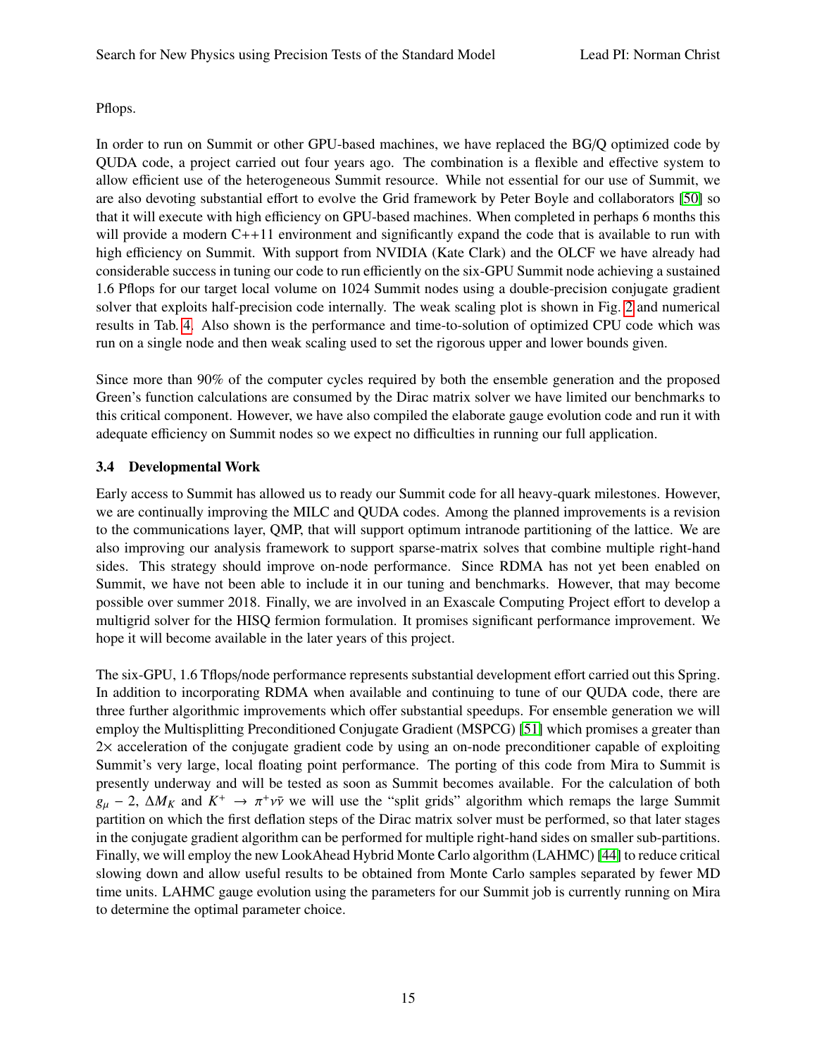Pflops.

In order to run on Summit or other GPU-based machines, we have replaced the BG/Q optimized code by QUDA code, a project carried out four years ago. The combination is a flexible and effective system to allow efficient use of the heterogeneous Summit resource. While not essential for our use of Summit, we are also devoting substantial effort to evolve the Grid framework by Peter Boyle and collaborators [50] so that it will execute with high efficiency on GPU-based machines. When completed in perhaps 6 months this will provide a modern C++11 environment and significantly expand the code that is available to run with high efficiency on Summit. With support from NVIDIA (Kate Clark) and the OLCF we have already had considerable success in tuning our code to run efficiently on the six-GPU Summit node achieving a sustained 1.6 Pflops for our target local volume on 1024 Summit nodes using a double-precision conjugate gradient solver that exploits half-precision code internally. The weak scaling plot is shown in Fig. 2 and numerical results in Tab. 4. Also shown is the performance and time-to-solution of optimized CPU code which was run on a single node and then weak scaling used to set the rigorous upper and lower bounds given.

Since more than 90% of the computer cycles required by both the ensemble generation and the proposed Green's function calculations are consumed by the Dirac matrix solver we have limited our benchmarks to this critical component. However, we have also compiled the elaborate gauge evolution code and run it with adequate efficiency on Summit nodes so we expect no difficulties in running our full application.

### 3.4 Developmental Work

Early access to Summit has allowed us to ready our Summit code for all heavy-quark milestones. However, we are continually improving the MILC and QUDA codes. Among the planned improvements is a revision to the communications layer, QMP, that will support optimum intranode partitioning of the lattice. We are also improving our analysis framework to support sparse-matrix solves that combine multiple right-hand sides. This strategy should improve on-node performance. Since RDMA has not yet been enabled on Summit, we have not been able to include it in our tuning and benchmarks. However, that may become possible over summer 2018. Finally, we are involved in an Exascale Computing Project effort to develop a multigrid solver for the HISQ fermion formulation. It promises significant performance improvement. We hope it will become available in the later years of this project.

The six-GPU, 1.6 Tflops/node performance represents substantial development effort carried out this Spring. In addition to incorporating RDMA when available and continuing to tune of our QUDA code, there are three further algorithmic improvements which offer substantial speedups. For ensemble generation we will employ the Multisplitting Preconditioned Conjugate Gradient (MSPCG) [51] which promises a greater than $2\times$ acceleration of the conjugate gradient code by using an on-node preconditioner capable of exploiting Summit's very large, local floating point performance. The porting of this code from Mira to Summit is presently underway and will be tested as soon as Summit becomes available. For the calculation of both $g_\mu - 2$, $\Delta M_K$ and $K^+ \to \pi^+ \nu\bar{\nu}$ we will use the "split grids" algorithm which remaps the large Summit partition on which the first deflation steps of the Dirac matrix solver must be performed, so that later stages in the conjugate gradient algorithm can be performed for multiple right-hand sides on smaller sub-partitions. Finally, we will employ the new LookAhead Hybrid Monte Carlo algorithm (LAHMC) [44] to reduce critical slowing down and allow useful results to be obtained from Monte Carlo samples separated by fewer MD time units. LAHMC gauge evolution using the parameters for our Summit job is currently running on Mira to determine the optimal parameter choice.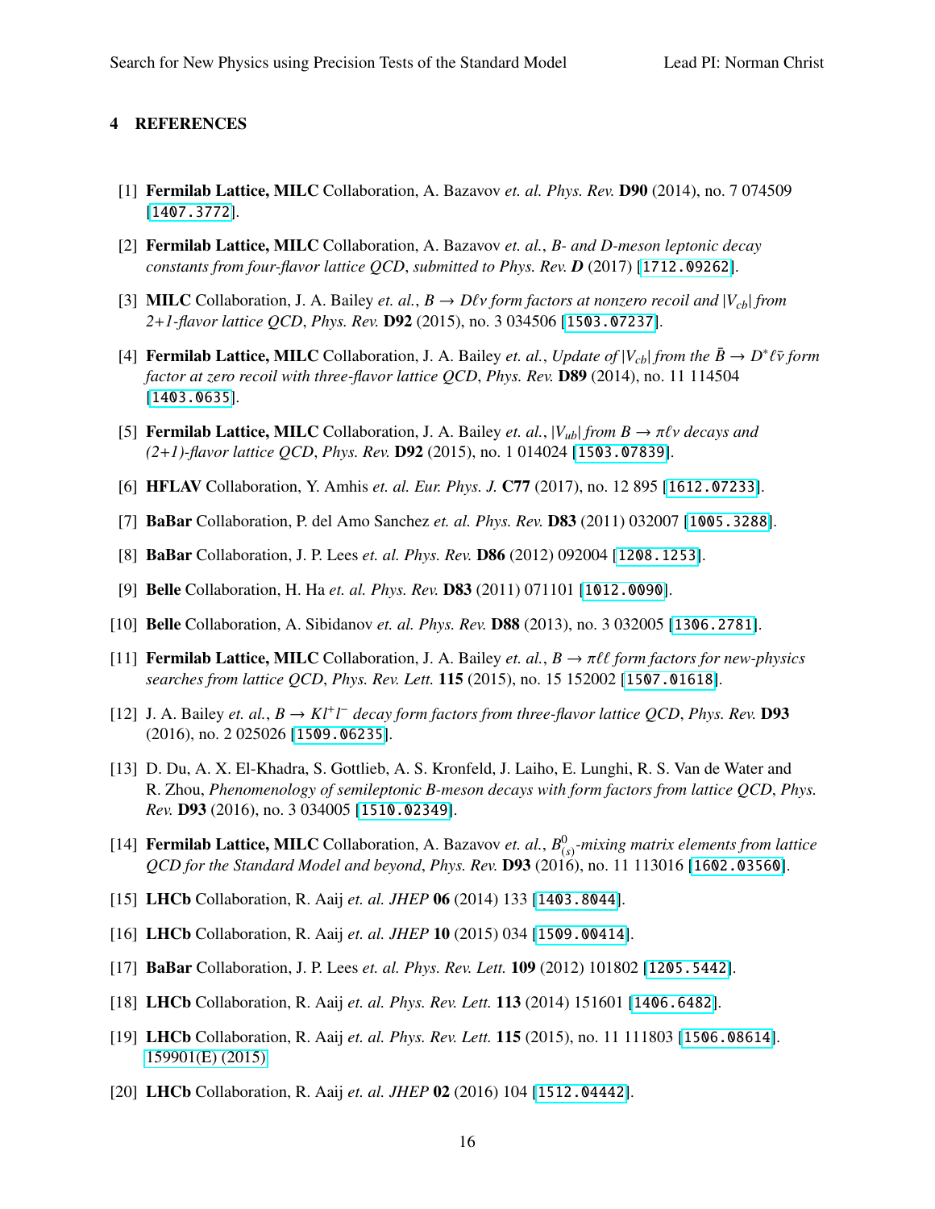## 4 REFERENCES

[1] **Fermilab Lattice, MILC** Collaboration, A. Bazavov *et. al. Phys. Rev.* **D90** (2014), no. 7 074509 [1407.3772].

[2] **Fermilab Lattice, MILC** Collaboration, A. Bazavov *et. al.*, *B- and D-meson leptonic decay constants from four-flavor lattice QCD*, *submitted to Phys. Rev. D* (2017) [1712.09262].

[3] **MILC** Collaboration, J. A. Bailey *et. al.*, *$B \to D\ell\nu$ form factors at nonzero recoil and $|V_{cb}|$ from 2+1-flavor lattice QCD*, *Phys. Rev.* **D92** (2015), no. 3 034506 [1503.07237].

[4] **Fermilab Lattice, MILC** Collaboration, J. A. Bailey *et. al.*, *Update of $|V_{cb}|$ from the $\bar{B} \to D^* \ell \bar{\nu}$ form factor at zero recoil with three-flavor lattice QCD*, *Phys. Rev.* **D89** (2014), no. 11 114504 [1403.0635].

[5] **Fermilab Lattice, MILC** Collaboration, J. A. Bailey *et. al.*, *$|V_{ub}|$ from $B \to \pi\ell\nu$ decays and (2+1)-flavor lattice QCD*, *Phys. Rev.* **D92** (2015), no. 1 014024 [1503.07839].

[6] **HFLAV** Collaboration, Y. Amhis *et. al. Eur. Phys. J.* **C77** (2017), no. 12 895 [1612.07233].

[7] **BaBar** Collaboration, P. del Amo Sanchez *et. al. Phys. Rev.* **D83** (2011) 032007 [1005.3288].

[8] **BaBar** Collaboration, J. P. Lees *et. al. Phys. Rev.* **D86** (2012) 092004 [1208.1253].

[9] **Belle** Collaboration, H. Ha *et. al. Phys. Rev.* **D83** (2011) 071101 [1012.0090].

[10] **Belle** Collaboration, A. Sibidanov *et. al. Phys. Rev.* **D88** (2013), no. 3 032005 [1306.2781].

[11] **Fermilab Lattice, MILC** Collaboration, J. A. Bailey *et. al.*, *$B \to \pi\ell\ell$ form factors for new-physics searches from lattice QCD*, *Phys. Rev. Lett.* **115** (2015), no. 15 152002 [1507.01618].

[12] J. A. Bailey *et. al.*, *$B \to Kl^+l^-$ decay form factors from three-flavor lattice QCD*, *Phys. Rev.* **D93** (2016), no. 2 025026 [1509.06235].

[13] D. Du, A. X. El-Khadra, S. Gottlieb, A. S. Kronfeld, J. Laiho, E. Lunghi, R. S. Van de Water and R. Zhou, *Phenomenology of semileptonic B-meson decays with form factors from lattice QCD*, *Phys. Rev.* **D93** (2016), no. 3 034005 [1510.02349].

[14] **Fermilab Lattice, MILC** Collaboration, A. Bazavov *et. al.*, *$B^0_{(s)}$-mixing matrix elements from lattice QCD for the Standard Model and beyond*, *Phys. Rev.* **D93** (2016), no. 11 113016 [1602.03560].

[15] **LHCb** Collaboration, R. Aaij *et. al. JHEP* **06** (2014) 133 [1403.8044].

[16] **LHCb** Collaboration, R. Aaij *et. al. JHEP* **10** (2015) 034 [1509.00414].

[17] **BaBar** Collaboration, J. P. Lees *et. al. Phys. Rev. Lett.* **109** (2012) 101802 [1205.5442].

[18] **LHCb** Collaboration, R. Aaij *et. al. Phys. Rev. Lett.* **113** (2014) 151601 [1406.6482].

[19] **LHCb** Collaboration, R. Aaij *et. al. Phys. Rev. Lett.* **115** (2015), no. 11 111803 [1506.08614]. 159901(E) (2015).

[20] **LHCb** Collaboration, R. Aaij *et. al. JHEP* **02** (2016) 104 [1512.04442].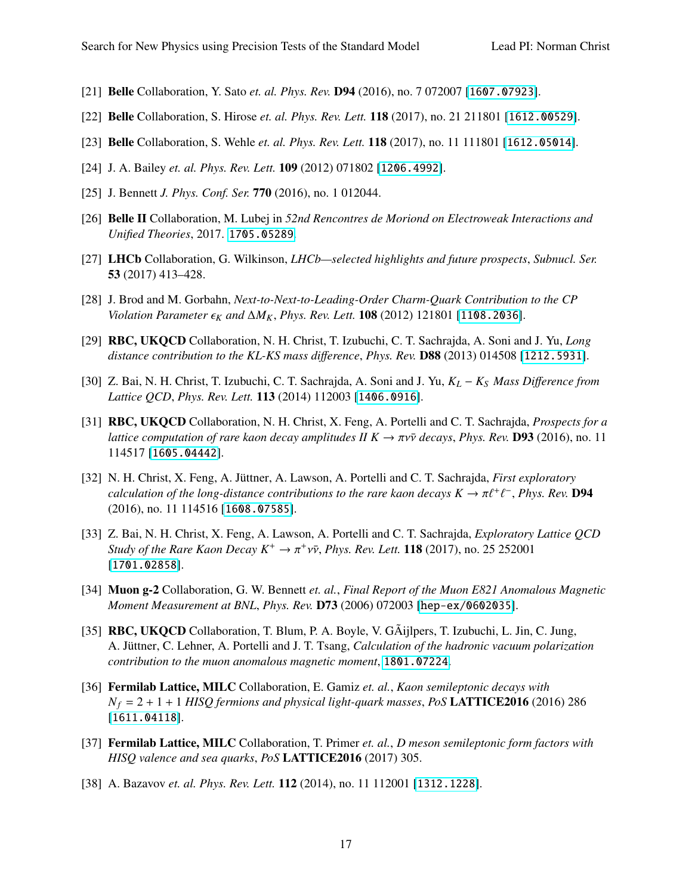[21] **Belle** Collaboration, Y. Sato *et. al. Phys. Rev.* **D94** (2016), no. 7 072007 [1607.07923].

[22] **Belle** Collaboration, S. Hirose *et. al. Phys. Rev. Lett.* **118** (2017), no. 21 211801 [1612.00529].

[23] **Belle** Collaboration, S. Wehle *et. al. Phys. Rev. Lett.* **118** (2017), no. 11 111801 [1612.05014].

[24] J. A. Bailey *et. al. Phys. Rev. Lett.* **109** (2012) 071802 [1206.4992].

[25] J. Bennett *J. Phys. Conf. Ser.* **770** (2016), no. 1 012044.

[26] **Belle II** Collaboration, M. Lubej in *52nd Rencontres de Moriond on Electroweak Interactions and Unified Theories*, 2017. 1705.05289.

[27] **LHCb** Collaboration, G. Wilkinson, *LHCb—selected highlights and future prospects*, *Subnucl. Ser.* **53** (2017) 413–428.

[28] J. Brod and M. Gorbahn, *Next-to-Next-to-Leading-Order Charm-Quark Contribution to the CP Violation Parameter $\epsilon_K$ and $\Delta M_K$*, *Phys. Rev. Lett.* **108** (2012) 121801 [1108.2036].

[29] **RBC, UKQCD** Collaboration, N. H. Christ, T. Izubuchi, C. T. Sachrajda, A. Soni and J. Yu, *Long distance contribution to the KL-KS mass difference*, *Phys. Rev.* **D88** (2013) 014508 [1212.5931].

[30] Z. Bai, N. H. Christ, T. Izubuchi, C. T. Sachrajda, A. Soni and J. Yu, *$K_L - K_S$ Mass Difference from Lattice QCD*, *Phys. Rev. Lett.* **113** (2014) 112003 [1406.0916].

[31] **RBC, UKQCD** Collaboration, N. H. Christ, X. Feng, A. Portelli and C. T. Sachrajda, *Prospects for a lattice computation of rare kaon decay amplitudes II $K \to \pi\nu\bar{\nu}$ decays*, *Phys. Rev.* **D93** (2016), no. 11 114517 [1605.04442].

[32] N. H. Christ, X. Feng, A. Jüttner, A. Lawson, A. Portelli and C. T. Sachrajda, *First exploratory calculation of the long-distance contributions to the rare kaon decays $K \to \pi\ell^+\ell^-$*, *Phys. Rev.* **D94** (2016), no. 11 114516 [1608.07585].

[33] Z. Bai, N. H. Christ, X. Feng, A. Lawson, A. Portelli and C. T. Sachrajda, *Exploratory Lattice QCD Study of the Rare Kaon Decay $K^+ \to \pi^+\nu\bar{\nu}$*, *Phys. Rev. Lett.* **118** (2017), no. 25 252001 [1701.02858].

[34] **Muon g-2** Collaboration, G. W. Bennett *et. al.*, *Final Report of the Muon E821 Anomalous Magnetic Moment Measurement at BNL*, *Phys. Rev.* **D73** (2006) 072003 [hep-ex/0602035].

[35] **RBC, UKQCD** Collaboration, T. Blum, P. A. Boyle, V. GÃijlpers, T. Izubuchi, L. Jin, C. Jung, A. Jüttner, C. Lehner, A. Portelli and J. T. Tsang, *Calculation of the hadronic vacuum polarization contribution to the muon anomalous magnetic moment*, 1801.07224.

[36] **Fermilab Lattice, MILC** Collaboration, E. Gamiz *et. al.*, *Kaon semileptonic decays with $N_f = 2 + 1 + 1$ HISQ fermions and physical light-quark masses*, *PoS* **LATTICE2016** (2016) 286 [1611.04118].

[37] **Fermilab Lattice, MILC** Collaboration, T. Primer *et. al.*, *D meson semileptonic form factors with HISQ valence and sea quarks*, *PoS* **LATTICE2016** (2017) 305.

[38] A. Bazavov *et. al. Phys. Rev. Lett.* **112** (2014), no. 11 112001 [1312.1228].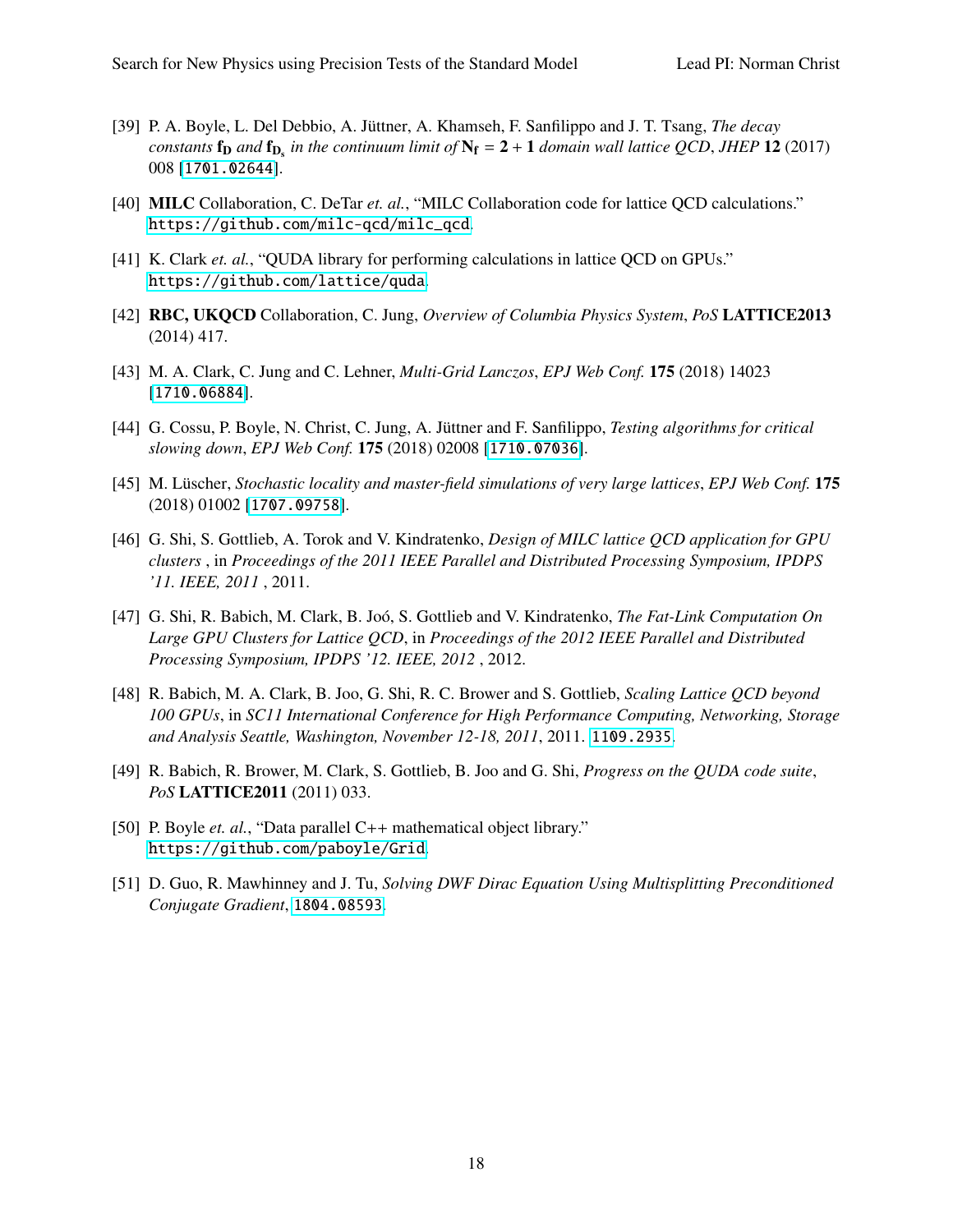[39] P. A. Boyle, L. Del Debbio, A. Jüttner, A. Khamseh, F. Sanfilippo and J. T. Tsang, *The decay constants* $\mathbf{f_D}$ *and* $\mathbf{f_{D_s}}$ *in the continuum limit of* $\mathbf{N_f = 2 + 1}$ *domain wall lattice QCD*, *JHEP* **12** (2017) 008 [1701.02644].

[40] **MILC** Collaboration, C. DeTar *et. al.*, "MILC Collaboration code for lattice QCD calculations." https://github.com/milc-qcd/milc_qcd.

[41] K. Clark *et. al.*, "QUDA library for performing calculations in lattice QCD on GPUs." https://github.com/lattice/quda.

[42] **RBC, UKQCD** Collaboration, C. Jung, *Overview of Columbia Physics System*, *PoS* **LATTICE2013** (2014) 417.

[43] M. A. Clark, C. Jung and C. Lehner, *Multi-Grid Lanczos*, *EPJ Web Conf.* **175** (2018) 14023 [1710.06884].

[44] G. Cossu, P. Boyle, N. Christ, C. Jung, A. Jüttner and F. Sanfilippo, *Testing algorithms for critical slowing down*, *EPJ Web Conf.* **175** (2018) 02008 [1710.07036].

[45] M. Lüscher, *Stochastic locality and master-field simulations of very large lattices*, *EPJ Web Conf.* **175** (2018) 01002 [1707.09758].

[46] G. Shi, S. Gottlieb, A. Torok and V. Kindratenko, *Design of MILC lattice QCD application for GPU clusters* , in *Proceedings of the 2011 IEEE Parallel and Distributed Processing Symposium, IPDPS '11. IEEE, 2011* , 2011.

[47] G. Shi, R. Babich, M. Clark, B. Joó, S. Gottlieb and V. Kindratenko, *The Fat-Link Computation On Large GPU Clusters for Lattice QCD*, in *Proceedings of the 2012 IEEE Parallel and Distributed Processing Symposium, IPDPS '12. IEEE, 2012* , 2012.

[48] R. Babich, M. A. Clark, B. Joo, G. Shi, R. C. Brower and S. Gottlieb, *Scaling Lattice QCD beyond 100 GPUs*, in *SC11 International Conference for High Performance Computing, Networking, Storage and Analysis Seattle, Washington, November 12-18, 2011*, 2011. 1109.2935.

[49] R. Babich, R. Brower, M. Clark, S. Gottlieb, B. Joo and G. Shi, *Progress on the QUDA code suite*, *PoS* **LATTICE2011** (2011) 033.

[50] P. Boyle *et. al.*, "Data parallel C++ mathematical object library." https://github.com/paboyle/Grid.

[51] D. Guo, R. Mawhinney and J. Tu, *Solving DWF Dirac Equation Using Multisplitting Preconditioned Conjugate Gradient*, 1804.08593.